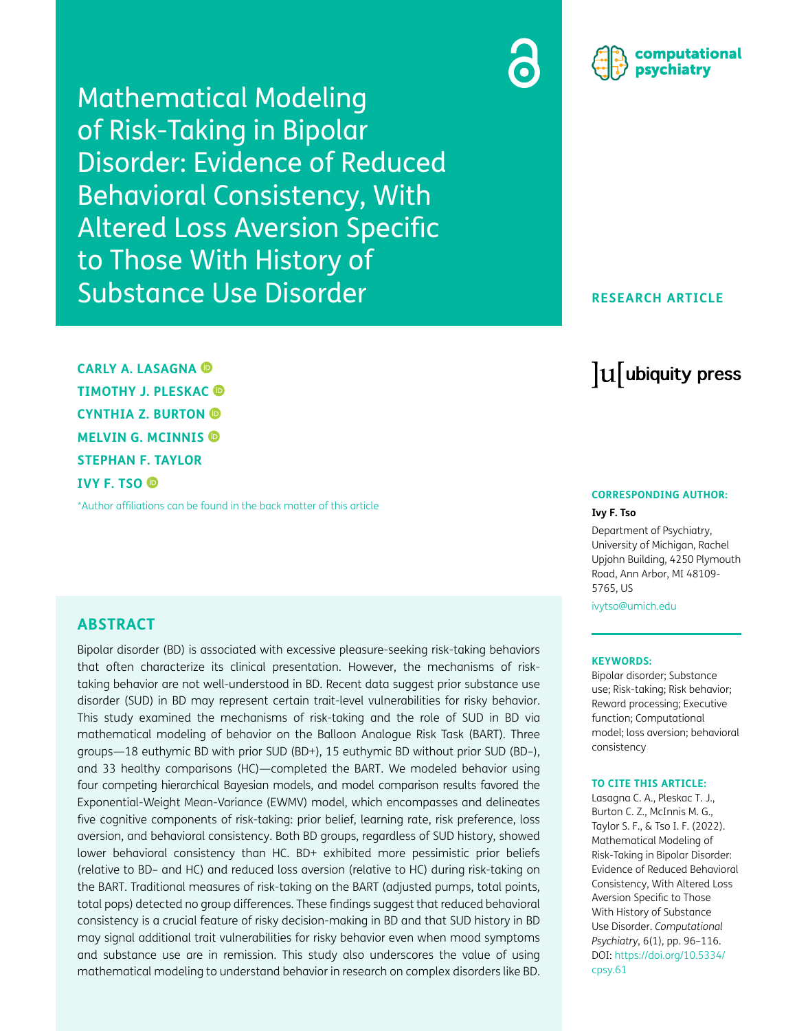# Mathematical Modeling of Risk-Taking in Bipolar Disorder: Evidence of Reduced Behavioral Consistency, With Altered Loss Aversion Specific to Those With History of Substance Use Disorder

**RESEARCH ARTICLE**

**CARLY A. LASAGNA**
**TIMOTHY J. PLESKAC**
**CYNTHIA Z. BURTON**
**MELVIN G. MCINNIS**
**STEPHAN F. TAYLOR**
**IVY F. TSO**

*Author affiliations can be found in the back matter of this article

**CORRESPONDING AUTHOR:**

**Ivy F. Tso**

Department of Psychiatry, University of Michigan, Rachel Upjohn Building, 4250 Plymouth Road, Ann Arbor, MI 48109-5765, US

ivytso@umich.edu

**KEYWORDS:**

Bipolar disorder; Substance use; Risk-taking; Risk behavior; Reward processing; Executive function; Computational model; loss aversion; behavioral consistency

**TO CITE THIS ARTICLE:**

Lasagna C. A., Pleskac T. J., Burton C. Z., McInnis M. G., Taylor S. F., & Tso I. F. (2022). Mathematical Modeling of Risk-Taking in Bipolar Disorder: Evidence of Reduced Behavioral Consistency, With Altered Loss Aversion Specific to Those With History of Substance Use Disorder. *Computational Psychiatry*, 6(1), pp. 96–116. DOI: https://doi.org/10.5334/cpsy.61

## ABSTRACT

Bipolar disorder (BD) is associated with excessive pleasure-seeking risk-taking behaviors that often characterize its clinical presentation. However, the mechanisms of risk-taking behavior are not well-understood in BD. Recent data suggest prior substance use disorder (SUD) in BD may represent certain trait-level vulnerabilities for risky behavior. This study examined the mechanisms of risk-taking and the role of SUD in BD via mathematical modeling of behavior on the Balloon Analogue Risk Task (BART). Three groups—18 euthymic BD with prior SUD (BD+), 15 euthymic BD without prior SUD (BD−), and 33 healthy comparisons (HC)—completed the BART. We modeled behavior using four competing hierarchical Bayesian models, and model comparison results favored the Exponential-Weight Mean-Variance (EWMV) model, which encompasses and delineates five cognitive components of risk-taking: prior belief, learning rate, risk preference, loss aversion, and behavioral consistency. Both BD groups, regardless of SUD history, showed lower behavioral consistency than HC. BD+ exhibited more pessimistic prior beliefs (relative to BD− and HC) and reduced loss aversion (relative to HC) during risk-taking on the BART. Traditional measures of risk-taking on the BART (adjusted pumps, total points, total pops) detected no group differences. These findings suggest that reduced behavioral consistency is a crucial feature of risky decision-making in BD and that SUD history in BD may signal additional trait vulnerabilities for risky behavior even when mood symptoms and substance use are in remission. This study also underscores the value of using mathematical modeling to understand behavior in research on complex disorders like BD.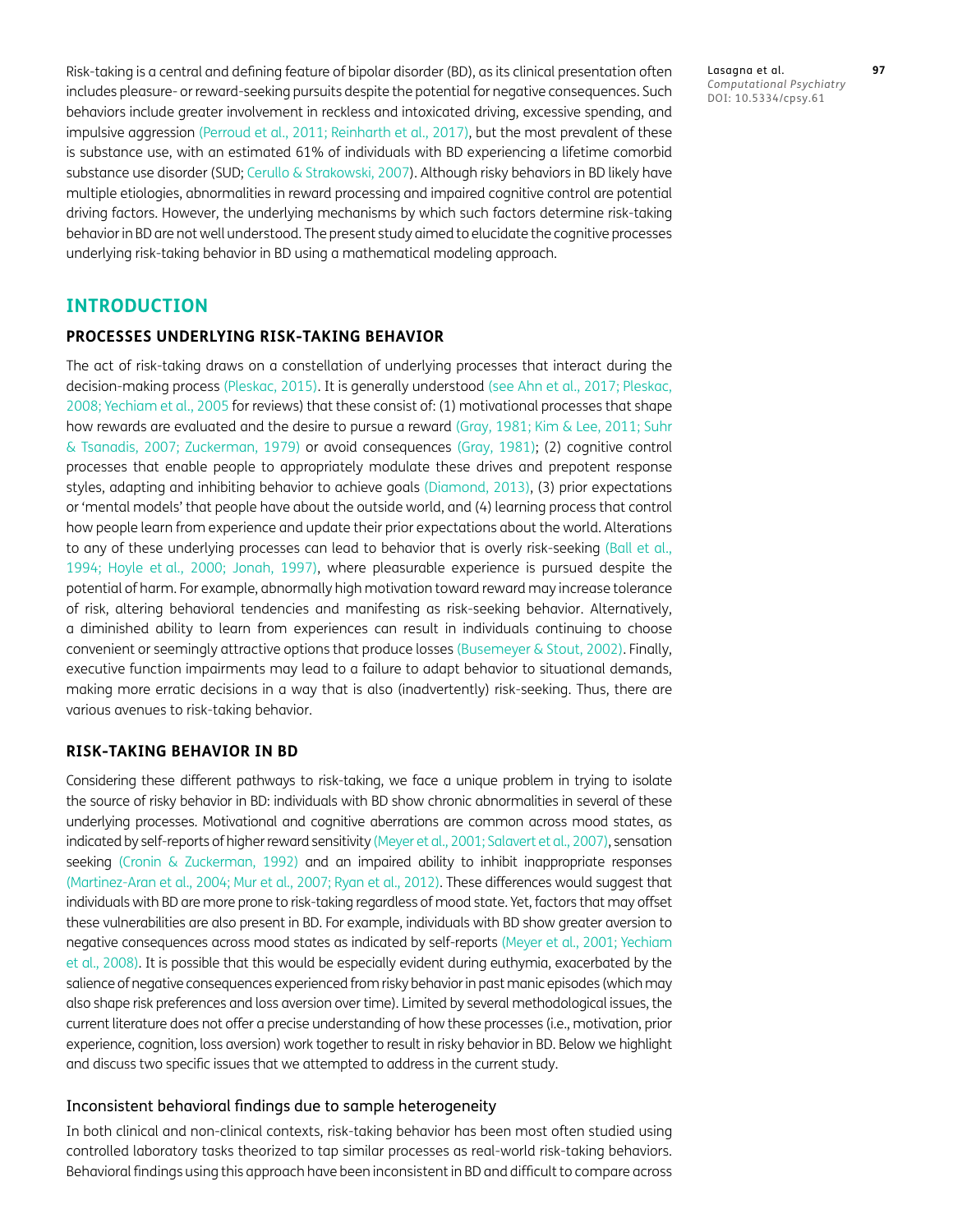Risk-taking is a central and defining feature of bipolar disorder (BD), as its clinical presentation often includes pleasure- or reward-seeking pursuits despite the potential for negative consequences. Such behaviors include greater involvement in reckless and intoxicated driving, excessive spending, and impulsive aggression (Perroud et al., 2011; Reinharth et al., 2017), but the most prevalent of these is substance use, with an estimated 61% of individuals with BD experiencing a lifetime comorbid substance use disorder (SUD; Cerullo & Strakowski, 2007). Although risky behaviors in BD likely have multiple etiologies, abnormalities in reward processing and impaired cognitive control are potential driving factors. However, the underlying mechanisms by which such factors determine risk-taking behavior in BD are not well understood. The present study aimed to elucidate the cognitive processes underlying risk-taking behavior in BD using a mathematical modeling approach.

## INTRODUCTION

### PROCESSES UNDERLYING RISK-TAKING BEHAVIOR

The act of risk-taking draws on a constellation of underlying processes that interact during the decision-making process (Pleskac, 2015). It is generally understood (see Ahn et al., 2017; Pleskac, 2008; Yechiam et al., 2005 for reviews) that these consist of: (1) motivational processes that shape how rewards are evaluated and the desire to pursue a reward (Gray, 1981; Kim & Lee, 2011; Suhr & Tsanadis, 2007; Zuckerman, 1979) or avoid consequences (Gray, 1981); (2) cognitive control processes that enable people to appropriately modulate these drives and prepotent response styles, adapting and inhibiting behavior to achieve goals (Diamond, 2013), (3) prior expectations or 'mental models' that people have about the outside world, and (4) learning process that control how people learn from experience and update their prior expectations about the world. Alterations to any of these underlying processes can lead to behavior that is overly risk-seeking (Ball et al., 1994; Hoyle et al., 2000; Jonah, 1997), where pleasurable experience is pursued despite the potential of harm. For example, abnormally high motivation toward reward may increase tolerance of risk, altering behavioral tendencies and manifesting as risk-seeking behavior. Alternatively, a diminished ability to learn from experiences can result in individuals continuing to choose convenient or seemingly attractive options that produce losses (Busemeyer & Stout, 2002). Finally, executive function impairments may lead to a failure to adapt behavior to situational demands, making more erratic decisions in a way that is also (inadvertently) risk-seeking. Thus, there are various avenues to risk-taking behavior.

### RISK-TAKING BEHAVIOR IN BD

Considering these different pathways to risk-taking, we face a unique problem in trying to isolate the source of risky behavior in BD: individuals with BD show chronic abnormalities in several of these underlying processes. Motivational and cognitive aberrations are common across mood states, as indicated by self-reports of higher reward sensitivity (Meyer et al., 2001; Salavert et al., 2007), sensation seeking (Cronin & Zuckerman, 1992) and an impaired ability to inhibit inappropriate responses (Martinez-Aran et al., 2004; Mur et al., 2007; Ryan et al., 2012). These differences would suggest that individuals with BD are more prone to risk-taking regardless of mood state. Yet, factors that may offset these vulnerabilities are also present in BD. For example, individuals with BD show greater aversion to negative consequences across mood states as indicated by self-reports (Meyer et al., 2001; Yechiam et al., 2008). It is possible that this would be especially evident during euthymia, exacerbated by the salience of negative consequences experienced from risky behavior in past manic episodes (which may also shape risk preferences and loss aversion over time). Limited by several methodological issues, the current literature does not offer a precise understanding of how these processes (i.e., motivation, prior experience, cognition, loss aversion) work together to result in risky behavior in BD. Below we highlight and discuss two specific issues that we attempted to address in the current study.

#### Inconsistent behavioral findings due to sample heterogeneity

In both clinical and non-clinical contexts, risk-taking behavior has been most often studied using controlled laboratory tasks theorized to tap similar processes as real-world risk-taking behaviors. Behavioral findings using this approach have been inconsistent in BD and difficult to compare across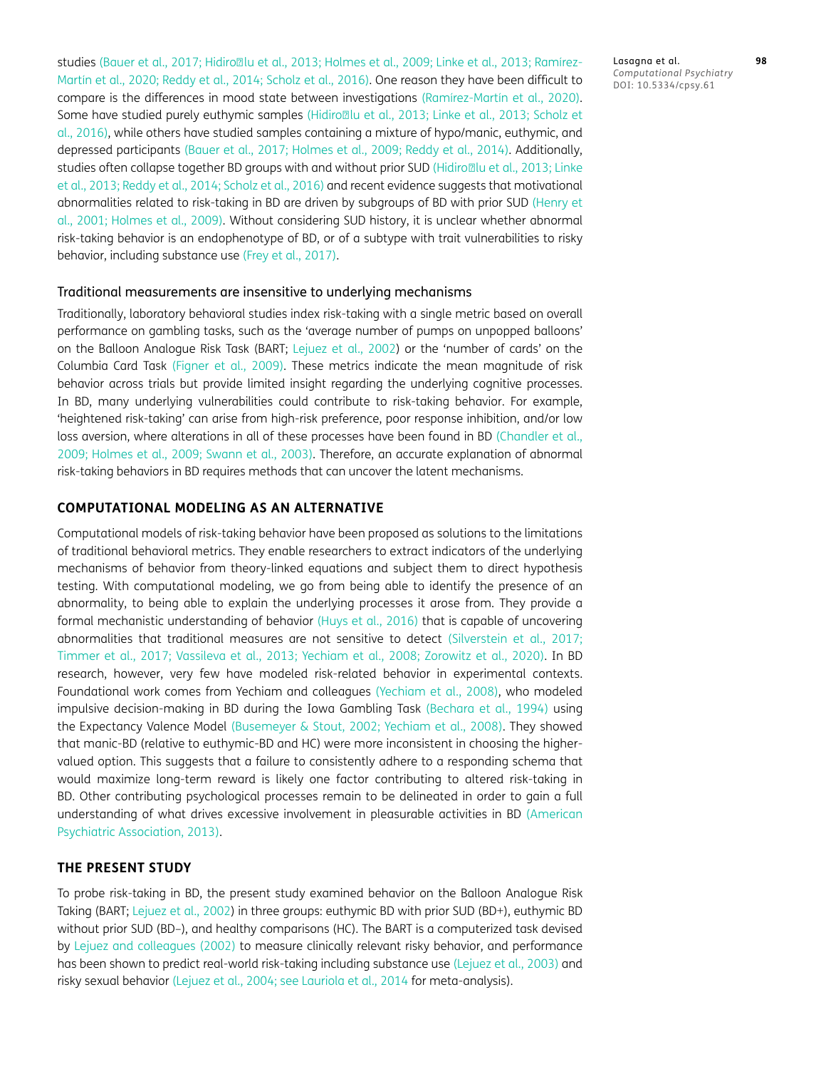studies (Bauer et al., 2017; Hidiroğlu et al., 2013; Holmes et al., 2009; Linke et al., 2013; Ramírez-Martín et al., 2020; Reddy et al., 2014; Scholz et al., 2016). One reason they have been difficult to compare is the differences in mood state between investigations (Ramírez-Martín et al., 2020). Some have studied purely euthymic samples (Hidiroğlu et al., 2013; Linke et al., 2013; Scholz et al., 2016), while others have studied samples containing a mixture of hypo/manic, euthymic, and depressed participants (Bauer et al., 2017; Holmes et al., 2009; Reddy et al., 2014). Additionally, studies often collapse together BD groups with and without prior SUD (Hidiroğlu et al., 2013; Linke et al., 2013; Reddy et al., 2014; Scholz et al., 2016) and recent evidence suggests that motivational abnormalities related to risk-taking in BD are driven by subgroups of BD with prior SUD (Henry et al., 2001; Holmes et al., 2009). Without considering SUD history, it is unclear whether abnormal risk-taking behavior is an endophenotype of BD, or of a subtype with trait vulnerabilities to risky behavior, including substance use (Frey et al., 2017).

### Traditional measurements are insensitive to underlying mechanisms

Traditionally, laboratory behavioral studies index risk-taking with a single metric based on overall performance on gambling tasks, such as the 'average number of pumps on unpopped balloons' on the Balloon Analogue Risk Task (BART; Lejuez et al., 2002) or the 'number of cards' on the Columbia Card Task (Figner et al., 2009). These metrics indicate the mean magnitude of risk behavior across trials but provide limited insight regarding the underlying cognitive processes. In BD, many underlying vulnerabilities could contribute to risk-taking behavior. For example, 'heightened risk-taking' can arise from high-risk preference, poor response inhibition, and/or low loss aversion, where alterations in all of these processes have been found in BD (Chandler et al., 2009; Holmes et al., 2009; Swann et al., 2003). Therefore, an accurate explanation of abnormal risk-taking behaviors in BD requires methods that can uncover the latent mechanisms.

## COMPUTATIONAL MODELING AS AN ALTERNATIVE

Computational models of risk-taking behavior have been proposed as solutions to the limitations of traditional behavioral metrics. They enable researchers to extract indicators of the underlying mechanisms of behavior from theory-linked equations and subject them to direct hypothesis testing. With computational modeling, we go from being able to identify the presence of an abnormality, to being able to explain the underlying processes it arose from. They provide a formal mechanistic understanding of behavior (Huys et al., 2016) that is capable of uncovering abnormalities that traditional measures are not sensitive to detect (Silverstein et al., 2017; Timmer et al., 2017; Vassileva et al., 2013; Yechiam et al., 2008; Zorowitz et al., 2020). In BD research, however, very few have modeled risk-related behavior in experimental contexts. Foundational work comes from Yechiam and colleagues (Yechiam et al., 2008), who modeled impulsive decision-making in BD during the Iowa Gambling Task (Bechara et al., 1994) using the Expectancy Valence Model (Busemeyer & Stout, 2002; Yechiam et al., 2008). They showed that manic-BD (relative to euthymic-BD and HC) were more inconsistent in choosing the higher-valued option. This suggests that a failure to consistently adhere to a responding schema that would maximize long-term reward is likely one factor contributing to altered risk-taking in BD. Other contributing psychological processes remain to be delineated in order to gain a full understanding of what drives excessive involvement in pleasurable activities in BD (American Psychiatric Association, 2013).

## THE PRESENT STUDY

To probe risk-taking in BD, the present study examined behavior on the Balloon Analogue Risk Taking (BART; Lejuez et al., 2002) in three groups: euthymic BD with prior SUD (BD+), euthymic BD without prior SUD (BD–), and healthy comparisons (HC). The BART is a computerized task devised by Lejuez and colleagues (2002) to measure clinically relevant risky behavior, and performance has been shown to predict real-world risk-taking including substance use (Lejuez et al., 2003) and risky sexual behavior (Lejuez et al., 2004; see Lauriola et al., 2014 for meta-analysis).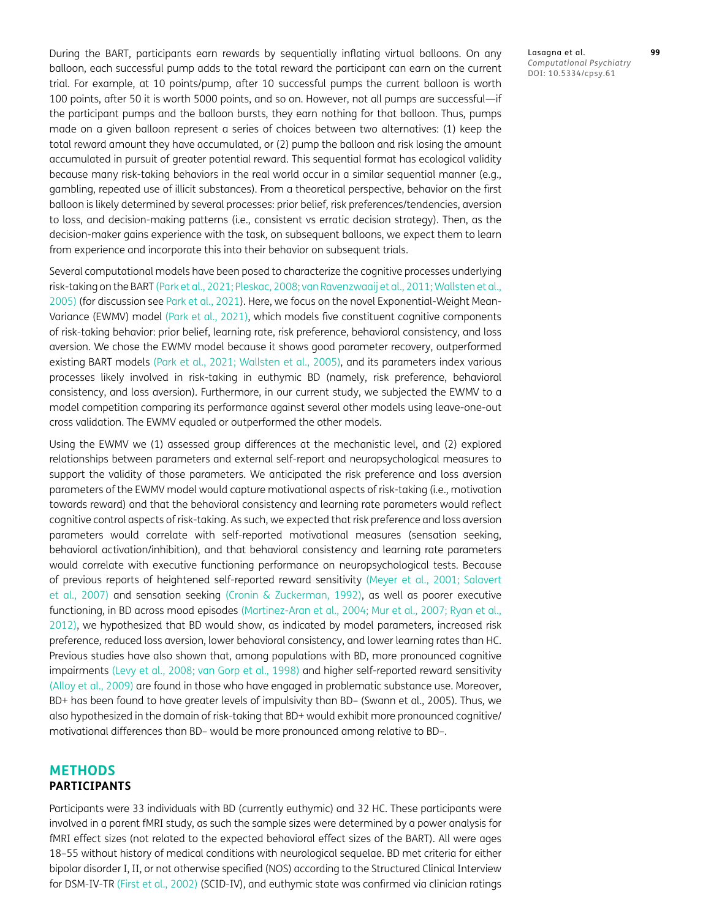During the BART, participants earn rewards by sequentially inflating virtual balloons. On any balloon, each successful pump adds to the total reward the participant can earn on the current trial. For example, at 10 points/pump, after 10 successful pumps the current balloon is worth 100 points, after 50 it is worth 5000 points, and so on. However, not all pumps are successful—if the participant pumps and the balloon bursts, they earn nothing for that balloon. Thus, pumps made on a given balloon represent a series of choices between two alternatives: (1) keep the total reward amount they have accumulated, or (2) pump the balloon and risk losing the amount accumulated in pursuit of greater potential reward. This sequential format has ecological validity because many risk-taking behaviors in the real world occur in a similar sequential manner (e.g., gambling, repeated use of illicit substances). From a theoretical perspective, behavior on the first balloon is likely determined by several processes: prior belief, risk preferences/tendencies, aversion to loss, and decision-making patterns (i.e., consistent vs erratic decision strategy). Then, as the decision-maker gains experience with the task, on subsequent balloons, we expect them to learn from experience and incorporate this into their behavior on subsequent trials.

Several computational models have been posed to characterize the cognitive processes underlying risk-taking on the BART (Park et al., 2021; Pleskac, 2008; van Ravenzwaaij et al., 2011; Wallsten et al., 2005) (for discussion see Park et al., 2021). Here, we focus on the novel Exponential-Weight Mean-Variance (EWMV) model (Park et al., 2021), which models five constituent cognitive components of risk-taking behavior: prior belief, learning rate, risk preference, behavioral consistency, and loss aversion. We chose the EWMV model because it shows good parameter recovery, outperformed existing BART models (Park et al., 2021; Wallsten et al., 2005), and its parameters index various processes likely involved in risk-taking in euthymic BD (namely, risk preference, behavioral consistency, and loss aversion). Furthermore, in our current study, we subjected the EWMV to a model competition comparing its performance against several other models using leave-one-out cross validation. The EWMV equaled or outperformed the other models.

Using the EWMV we (1) assessed group differences at the mechanistic level, and (2) explored relationships between parameters and external self-report and neuropsychological measures to support the validity of those parameters. We anticipated the risk preference and loss aversion parameters of the EWMV model would capture motivational aspects of risk-taking (i.e., motivation towards reward) and that the behavioral consistency and learning rate parameters would reflect cognitive control aspects of risk-taking. As such, we expected that risk preference and loss aversion parameters would correlate with self-reported motivational measures (sensation seeking, behavioral activation/inhibition), and that behavioral consistency and learning rate parameters would correlate with executive functioning performance on neuropsychological tests. Because of previous reports of heightened self-reported reward sensitivity (Meyer et al., 2001; Salavert et al., 2007) and sensation seeking (Cronin & Zuckerman, 1992), as well as poorer executive functioning, in BD across mood episodes (Martinez-Aran et al., 2004; Mur et al., 2007; Ryan et al., 2012), we hypothesized that BD would show, as indicated by model parameters, increased risk preference, reduced loss aversion, lower behavioral consistency, and lower learning rates than HC. Previous studies have also shown that, among populations with BD, more pronounced cognitive impairments (Levy et al., 2008; van Gorp et al., 1998) and higher self-reported reward sensitivity (Alloy et al., 2009) are found in those who have engaged in problematic substance use. Moreover, BD+ has been found to have greater levels of impulsivity than BD– (Swann et al., 2005). Thus, we also hypothesized in the domain of risk-taking that BD+ would exhibit more pronounced cognitive/motivational differences than BD– would be more pronounced among relative to BD–.

# METHODS

## PARTICIPANTS

Participants were 33 individuals with BD (currently euthymic) and 32 HC. These participants were involved in a parent fMRI study, as such the sample sizes were determined by a power analysis for fMRI effect sizes (not related to the expected behavioral effect sizes of the BART). All were ages 18–55 without history of medical conditions with neurological sequelae. BD met criteria for either bipolar disorder I, II, or not otherwise specified (NOS) according to the Structured Clinical Interview for DSM-IV-TR (First et al., 2002) (SCID-IV), and euthymic state was confirmed via clinician ratings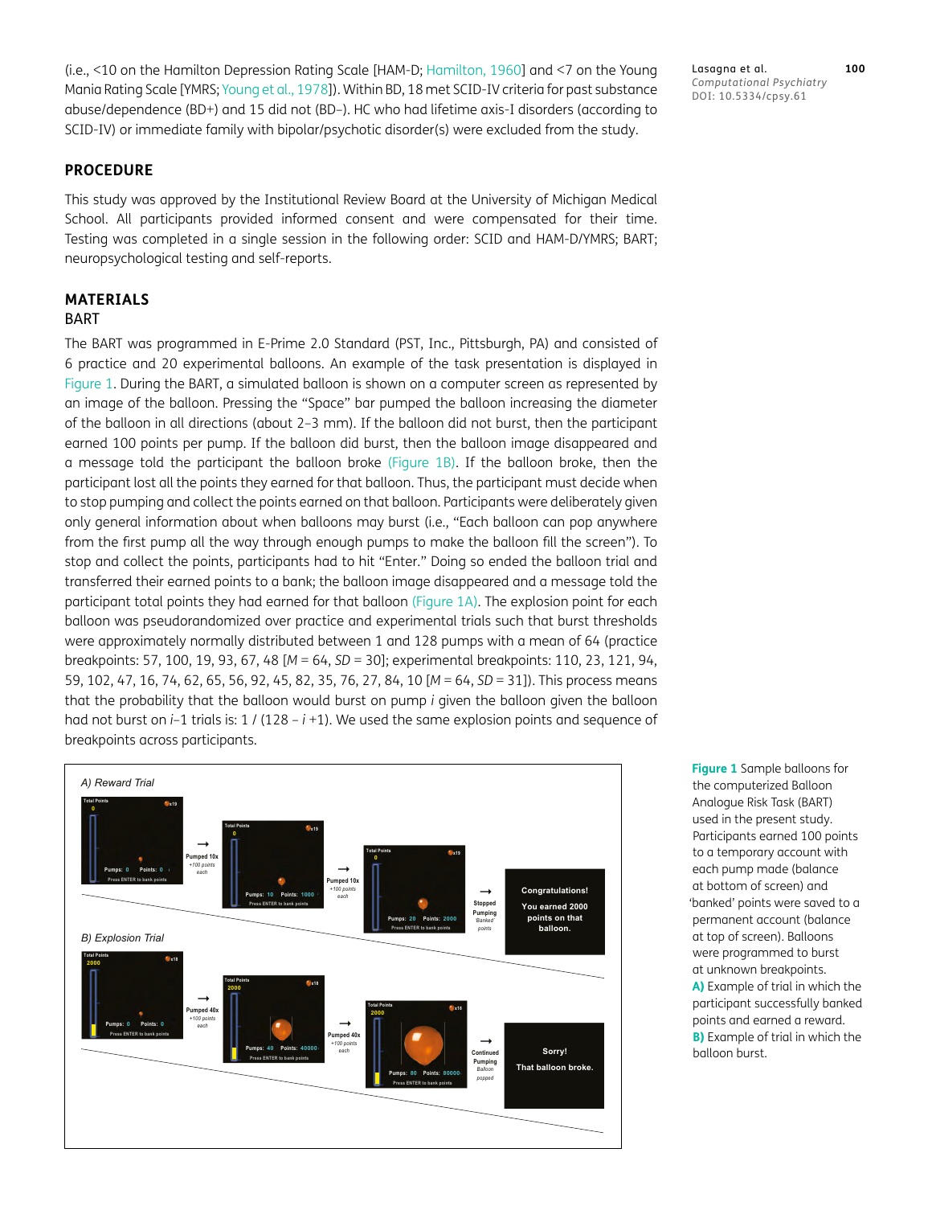(i.e., <10 on the Hamilton Depression Rating Scale [HAM-D; Hamilton, 1960] and <7 on the Young Mania Rating Scale [YMRS; Young et al., 1978]). Within BD, 18 met SCID-IV criteria for past substance abuse/dependence (BD+) and 15 did not (BD–). HC who had lifetime axis-I disorders (according to SCID-IV) or immediate family with bipolar/psychotic disorder(s) were excluded from the study.

## PROCEDURE

This study was approved by the Institutional Review Board at the University of Michigan Medical School. All participants provided informed consent and were compensated for their time. Testing was completed in a single session in the following order: SCID and HAM-D/YMRS; BART; neuropsychological testing and self-reports.

## MATERIALS

### BART

The BART was programmed in E-Prime 2.0 Standard (PST, Inc., Pittsburgh, PA) and consisted of 6 practice and 20 experimental balloons. An example of the task presentation is displayed in Figure 1. During the BART, a simulated balloon is shown on a computer screen as represented by an image of the balloon. Pressing the "Space" bar pumped the balloon increasing the diameter of the balloon in all directions (about 2–3 mm). If the balloon did not burst, then the participant earned 100 points per pump. If the balloon did burst, then the balloon image disappeared and a message told the participant the balloon broke (Figure 1B). If the balloon broke, then the participant lost all the points they earned for that balloon. Thus, the participant must decide when to stop pumping and collect the points earned on that balloon. Participants were deliberately given only general information about when balloons may burst (i.e., "Each balloon can pop anywhere from the first pump all the way through enough pumps to make the balloon fill the screen"). To stop and collect the points, participants had to hit "Enter." Doing so ended the balloon trial and transferred their earned points to a bank; the balloon image disappeared and a message told the participant total points they had earned for that balloon (Figure 1A). The explosion point for each balloon was pseudorandomized over practice and experimental trials such that burst thresholds were approximately normally distributed between 1 and 128 pumps with a mean of 64 (practice breakpoints: 57, 100, 19, 93, 67, 48 [$M$ = 64, $SD$ = 30]; experimental breakpoints: 110, 23, 121, 94, 59, 102, 47, 16, 74, 62, 65, 56, 92, 45, 82, 35, 76, 27, 84, 10 [$M$ = 64, $SD$ = 31]). This process means that the probability that the balloon would burst on pump $i$ given the balloon given the balloon had not burst on $i$–1 trials is: $1 / (128 - i + 1)$. We used the same explosion points and sequence of breakpoints across participants.

**Figure 1** Sample balloons for the computerized Balloon Analogue Risk Task (BART) used in the present study. Participants earned 100 points to a temporary account with each pump made (balance at bottom of screen) and 'banked' points were saved to a permanent account (balance at top of screen). Balloons were programmed to burst at unknown breakpoints. **A)** Example of trial in which the participant successfully banked points and earned a reward. **B)** Example of trial in which the balloon burst.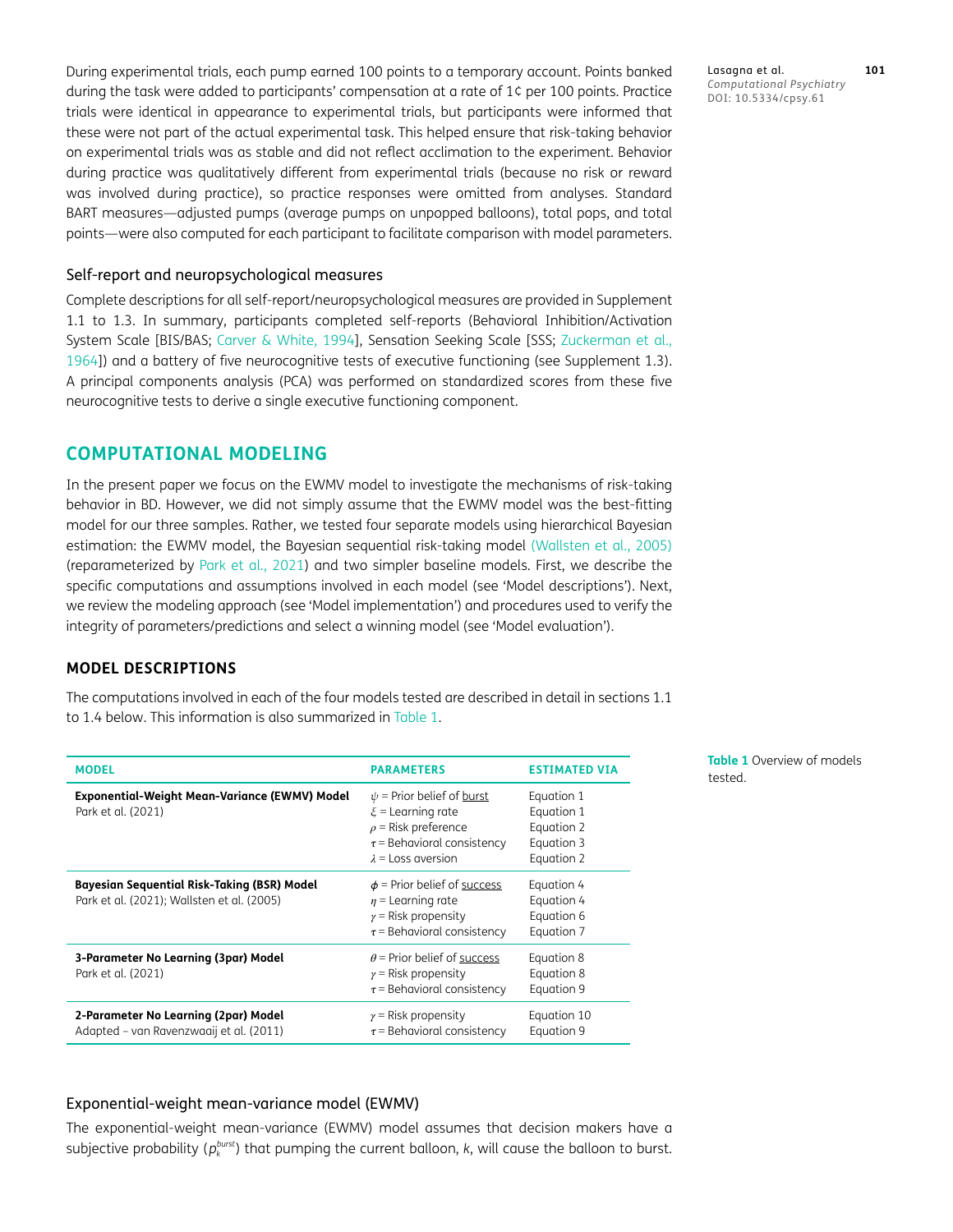During experimental trials, each pump earned 100 points to a temporary account. Points banked during the task were added to participants' compensation at a rate of 1¢ per 100 points. Practice trials were identical in appearance to experimental trials, but participants were informed that these were not part of the actual experimental task. This helped ensure that risk-taking behavior on experimental trials was as stable and did not reflect acclimation to the experiment. Behavior during practice was qualitatively different from experimental trials (because no risk or reward was involved during practice), so practice responses were omitted from analyses. Standard BART measures—adjusted pumps (average pumps on unpopped balloons), total pops, and total points—were also computed for each participant to facilitate comparison with model parameters.

### Self-report and neuropsychological measures

Complete descriptions for all self-report/neuropsychological measures are provided in Supplement 1.1 to 1.3. In summary, participants completed self-reports (Behavioral Inhibition/Activation System Scale [BIS/BAS; Carver & White, 1994], Sensation Seeking Scale [SSS; Zuckerman et al., 1964]) and a battery of five neurocognitive tests of executive functioning (see Supplement 1.3). A principal components analysis (PCA) was performed on standardized scores from these five neurocognitive tests to derive a single executive functioning component.

## COMPUTATIONAL MODELING

In the present paper we focus on the EWMV model to investigate the mechanisms of risk-taking behavior in BD. However, we did not simply assume that the EWMV model was the best-fitting model for our three samples. Rather, we tested four separate models using hierarchical Bayesian estimation: the EWMV model, the Bayesian sequential risk-taking model (Wallsten et al., 2005) (reparameterized by Park et al., 2021) and two simpler baseline models. First, we describe the specific computations and assumptions involved in each model (see 'Model descriptions'). Next, we review the modeling approach (see 'Model implementation') and procedures used to verify the integrity of parameters/predictions and select a winning model (see 'Model evaluation').

### MODEL DESCRIPTIONS

The computations involved in each of the four models tested are described in detail in sections 1.1 to 1.4 below. This information is also summarized in Table 1.

| MODEL | PARAMETERS | ESTIMATED VIA |
|---|---|---|
| **Exponential-Weight Mean-Variance (EWMV) Model**<br>Park et al. (2021) | $\psi$ = Prior belief of burst<br>$\xi$ = Learning rate<br>$\rho$ = Risk preference<br>$\tau$ = Behavioral consistency<br>$\lambda$ = Loss aversion | Equation 1<br>Equation 1<br>Equation 2<br>Equation 3<br>Equation 2 |
| **Bayesian Sequential Risk-Taking (BSR) Model**<br>Park et al. (2021); Wallsten et al. (2005) | $\phi$ = Prior belief of success<br>$\eta$ = Learning rate<br>$\gamma$ = Risk propensity<br>$\tau$ = Behavioral consistency | Equation 4<br>Equation 4<br>Equation 6<br>Equation 7 |
| **3-Parameter No Learning (3par) Model**<br>Park et al. (2021) | $\theta$ = Prior belief of success<br>$\gamma$ = Risk propensity<br>$\tau$ = Behavioral consistency | Equation 8<br>Equation 8<br>Equation 9 |
| **2-Parameter No Learning (2par) Model**<br>Adapted – van Ravenzwaaij et al. (2011) | $\gamma$ = Risk propensity<br>$\tau$ = Behavioral consistency | Equation 10<br>Equation 9 |

**Table 1** Overview of models tested.

### Exponential-weight mean-variance model (EWMV)

The exponential-weight mean-variance (EWMV) model assumes that decision makers have a subjective probability ($p_k^{burst}$) that pumping the current balloon, $k$, will cause the balloon to burst.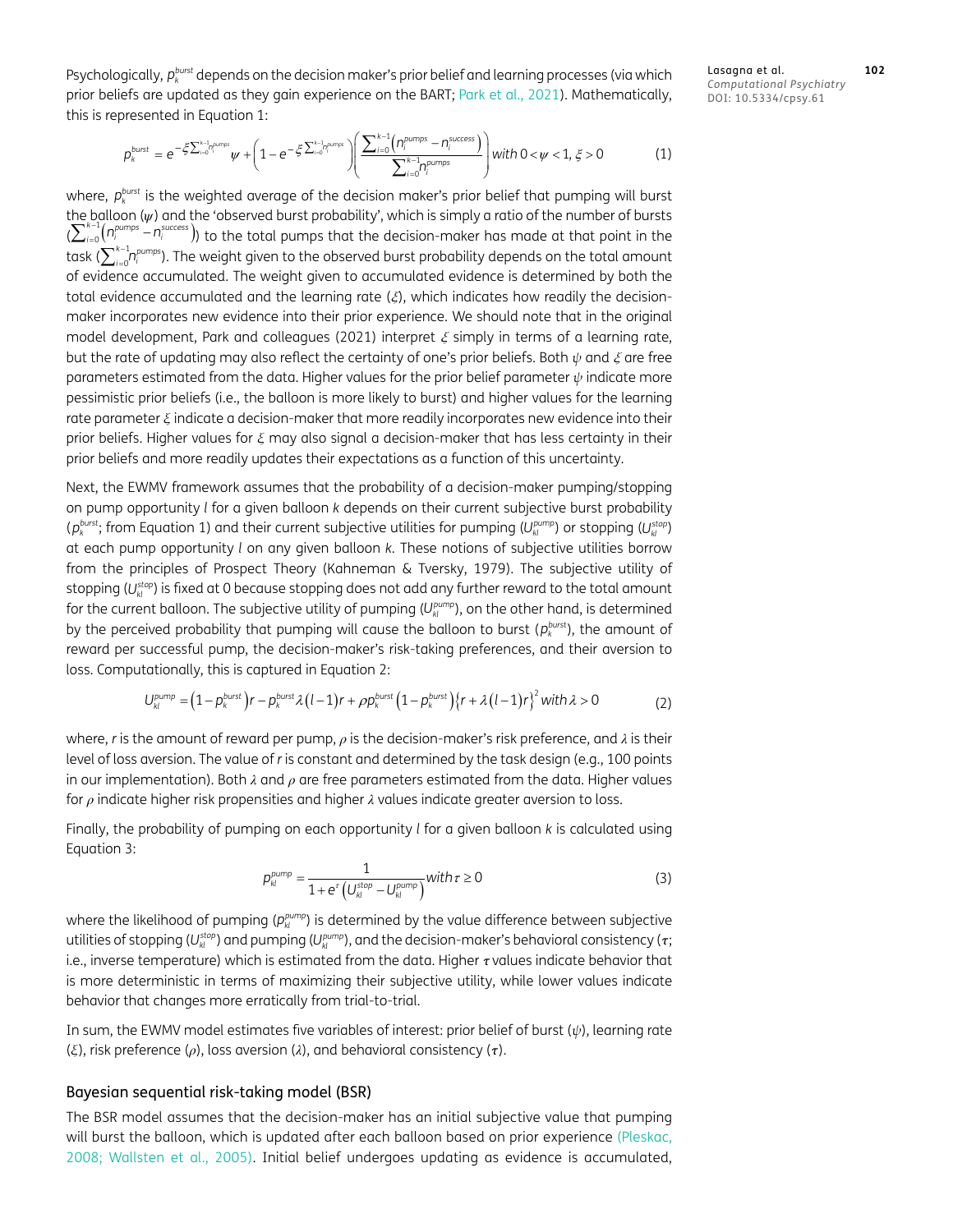Psychologically, $p_k^{burst}$ depends on the decision maker's prior belief and learning processes (via which prior beliefs are updated as they gain experience on the BART; Park et al., 2021). Mathematically, this is represented in Equation 1:

$$p_k^{burst} = e^{-\xi \sum_{i=0}^{k-1} n_i^{pumps}} \psi + \left(1 - e^{-\xi \sum_{i=0}^{k-1} n_i^{pumps}}\right)\left(\frac{\sum_{i=0}^{k-1}\left(n_i^{pumps} - n_i^{success}\right)}{\sum_{i=0}^{k-1} n_i^{pumps}}\right) \text{with } 0 < \psi < 1, \xi > 0 \tag{1}$$

where, $p_k^{burst}$ is the weighted average of the decision maker's prior belief that pumping will burst the balloon ($\psi$) and the 'observed burst probability', which is simply a ratio of the number of bursts ($\sum_{i=0}^{k-1}\left(n_i^{pumps} - n_i^{success}\right)$) to the total pumps that the decision-maker has made at that point in the task ($\sum_{i=0}^{k-1} n_i^{pumps}$). The weight given to the observed burst probability depends on the total amount of evidence accumulated. The weight given to accumulated evidence is determined by both the total evidence accumulated and the learning rate ($\xi$), which indicates how readily the decision-maker incorporates new evidence into their prior experience. We should note that in the original model development, Park and colleagues (2021) interpret $\xi$ simply in terms of a learning rate, but the rate of updating may also reflect the certainty of one's prior beliefs. Both $\psi$ and $\xi$ are free parameters estimated from the data. Higher values for the prior belief parameter $\psi$ indicate more pessimistic prior beliefs (i.e., the balloon is more likely to burst) and higher values for the learning rate parameter $\xi$ indicate a decision-maker that more readily incorporates new evidence into their prior beliefs. Higher values for $\xi$ may also signal a decision-maker that has less certainty in their prior beliefs and more readily updates their expectations as a function of this uncertainty.

Next, the EWMV framework assumes that the probability of a decision-maker pumping/stopping on pump opportunity $l$ for a given balloon $k$ depends on their current subjective burst probability ($p_k^{burst}$; from Equation 1) and their current subjective utilities for pumping ($U_{kl}^{pump}$) or stopping ($U_{kl}^{stop}$) at each pump opportunity $l$ on any given balloon $k$. These notions of subjective utilities borrow from the principles of Prospect Theory (Kahneman & Tversky, 1979). The subjective utility of stopping ($U_{kl}^{stop}$) is fixed at 0 because stopping does not add any further reward to the total amount for the current balloon. The subjective utility of pumping ($U_{kl}^{pump}$), on the other hand, is determined by the perceived probability that pumping will cause the balloon to burst ($p_k^{burst}$), the amount of reward per successful pump, the decision-maker's risk-taking preferences, and their aversion to loss. Computationally, this is captured in Equation 2:

$$U_{kl}^{pump} = \left(1 - p_k^{burst}\right)r - p_k^{burst}\lambda(l-1)r + \rho p_k^{burst}\left(1 - p_k^{burst}\right)\left\{r + \lambda(l-1)r\right\}^2 \text{with } \lambda > 0 \tag{2}$$

where, $r$ is the amount of reward per pump, $\rho$ is the decision-maker's risk preference, and $\lambda$ is their level of loss aversion. The value of $r$ is constant and determined by the task design (e.g., 100 points in our implementation). Both $\lambda$ and $\rho$ are free parameters estimated from the data. Higher values for $\rho$ indicate higher risk propensities and higher $\lambda$ values indicate greater aversion to loss.

Finally, the probability of pumping on each opportunity $l$ for a given balloon $k$ is calculated using Equation 3:

$$p_{kl}^{pump} = \frac{1}{1 + e^{\tau}\left(U_{kl}^{stop} - U_{kl}^{pump}\right)} \text{with } \tau \geq 0 \tag{3}$$

where the likelihood of pumping ($p_{kl}^{pump}$) is determined by the value difference between subjective utilities of stopping ($U_{kl}^{stop}$) and pumping ($U_{kl}^{pump}$), and the decision-maker's behavioral consistency ($\tau$; i.e., inverse temperature) which is estimated from the data. Higher $\tau$ values indicate behavior that is more deterministic in terms of maximizing their subjective utility, while lower values indicate behavior that changes more erratically from trial-to-trial.

In sum, the EWMV model estimates five variables of interest: prior belief of burst ($\psi$), learning rate ($\xi$), risk preference ($\rho$), loss aversion ($\lambda$), and behavioral consistency ($\tau$).

### Bayesian sequential risk-taking model (BSR)

The BSR model assumes that the decision-maker has an initial subjective value that pumping will burst the balloon, which is updated after each balloon based on prior experience (Pleskac, 2008; Wallsten et al., 2005). Initial belief undergoes updating as evidence is accumulated,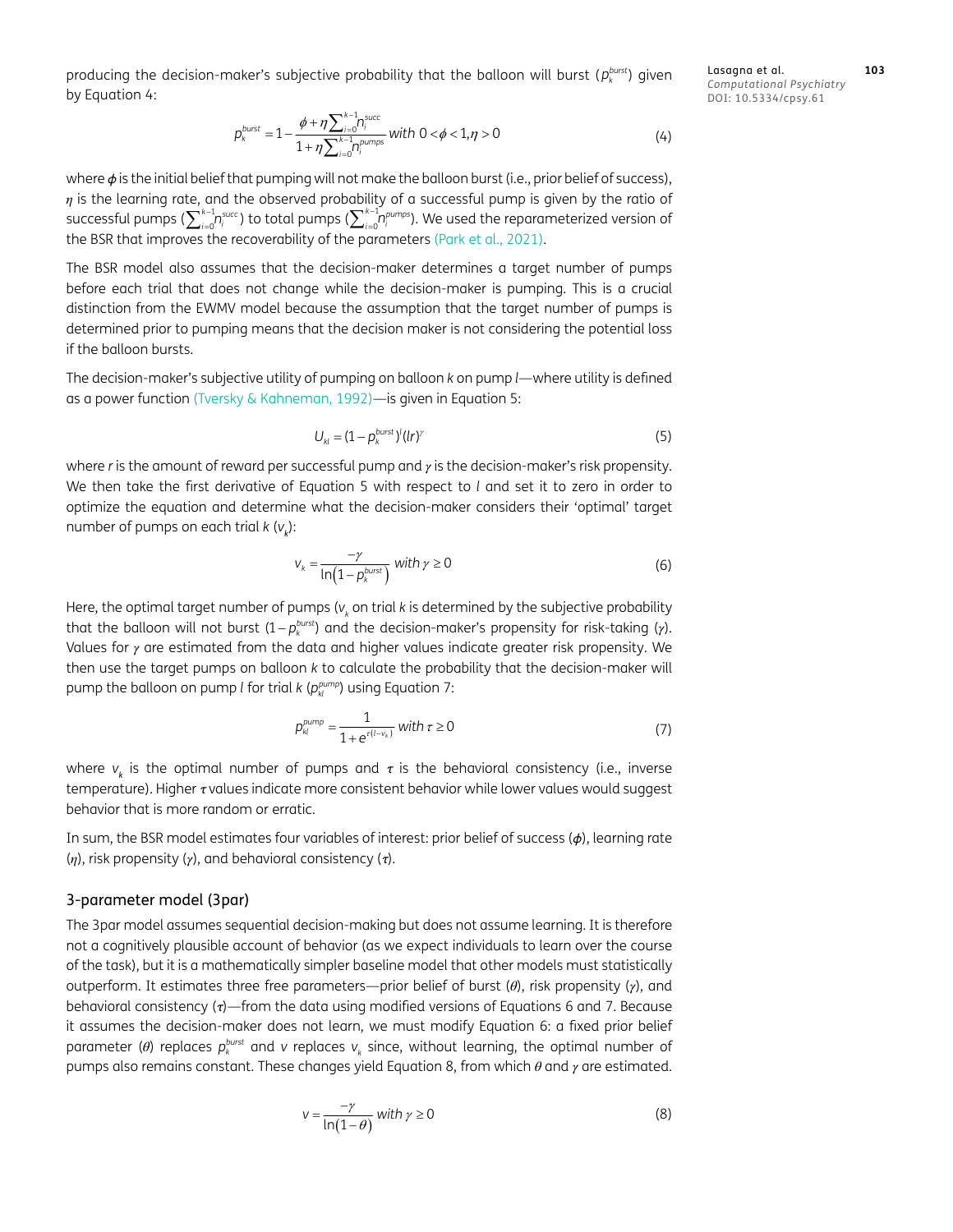producing the decision-maker's subjective probability that the balloon will burst ($p_k^{burst}$) given by Equation 4:

$$p_k^{burst} = 1 - \frac{\phi + \eta \sum_{i=0}^{k-1} n_i^{succ}}{1 + \eta \sum_{i=0}^{k-1} n_i^{pumps}} \text{ with } 0 < \phi < 1, \eta > 0 \tag{4}$$

where $\phi$ is the initial belief that pumping will not make the balloon burst (i.e., prior belief of success), $\eta$ is the learning rate, and the observed probability of a successful pump is given by the ratio of successful pumps ($\sum_{i=0}^{k-1} n_i^{succ}$) to total pumps ($\sum_{i=0}^{k-1} n_i^{pumps}$). We used the reparameterized version of the BSR that improves the recoverability of the parameters (Park et al., 2021).

The BSR model also assumes that the decision-maker determines a target number of pumps before each trial that does not change while the decision-maker is pumping. This is a crucial distinction from the EWMV model because the assumption that the target number of pumps is determined prior to pumping means that the decision maker is not considering the potential loss if the balloon bursts.

The decision-maker's subjective utility of pumping on balloon $k$ on pump $l$—where utility is defined as a power function (Tversky & Kahneman, 1992)—is given in Equation 5:

$$U_{kl} = (1 - p_k^{burst})^l (lr)^\gamma \tag{5}$$

where $r$ is the amount of reward per successful pump and $\gamma$ is the decision-maker's risk propensity. We then take the first derivative of Equation 5 with respect to $l$ and set it to zero in order to optimize the equation and determine what the decision-maker considers their 'optimal' target number of pumps on each trial $k$ ($v_k$):

$$v_k = \frac{-\gamma}{\ln\left(1 - p_k^{burst}\right)} \text{ with } \gamma \geq 0 \tag{6}$$

Here, the optimal target number of pumps ($v_k$ on trial $k$ is determined by the subjective probability that the balloon will not burst ($1 - p_k^{burst}$) and the decision-maker's propensity for risk-taking ($\gamma$). Values for $\gamma$ are estimated from the data and higher values indicate greater risk propensity. We then use the target pumps on balloon $k$ to calculate the probability that the decision-maker will pump the balloon on pump $l$ for trial $k$ ($p_{kl}^{pump}$) using Equation 7:

$$p_{kl}^{pump} = \frac{1}{1 + e^{\tau(l - v_k)}} \text{ with } \tau \geq 0 \tag{7}$$

where $v_k$ is the optimal number of pumps and $\tau$ is the behavioral consistency (i.e., inverse temperature). Higher $\tau$ values indicate more consistent behavior while lower values would suggest behavior that is more random or erratic.

In sum, the BSR model estimates four variables of interest: prior belief of success ($\phi$), learning rate ($\eta$), risk propensity ($\gamma$), and behavioral consistency ($\tau$).

### 3-parameter model (3par)

The 3par model assumes sequential decision-making but does not assume learning. It is therefore not a cognitively plausible account of behavior (as we expect individuals to learn over the course of the task), but it is a mathematically simpler baseline model that other models must statistically outperform. It estimates three free parameters—prior belief of burst ($\theta$), risk propensity ($\gamma$), and behavioral consistency ($\tau$)—from the data using modified versions of Equations 6 and 7. Because it assumes the decision-maker does not learn, we must modify Equation 6: a fixed prior belief parameter ($\theta$) replaces $p_k^{burst}$ and $v$ replaces $v_k$ since, without learning, the optimal number of pumps also remains constant. These changes yield Equation 8, from which $\theta$ and $\gamma$ are estimated.

$$v = \frac{-\gamma}{\ln(1 - \theta)} \text{ with } \gamma \geq 0 \tag{8}$$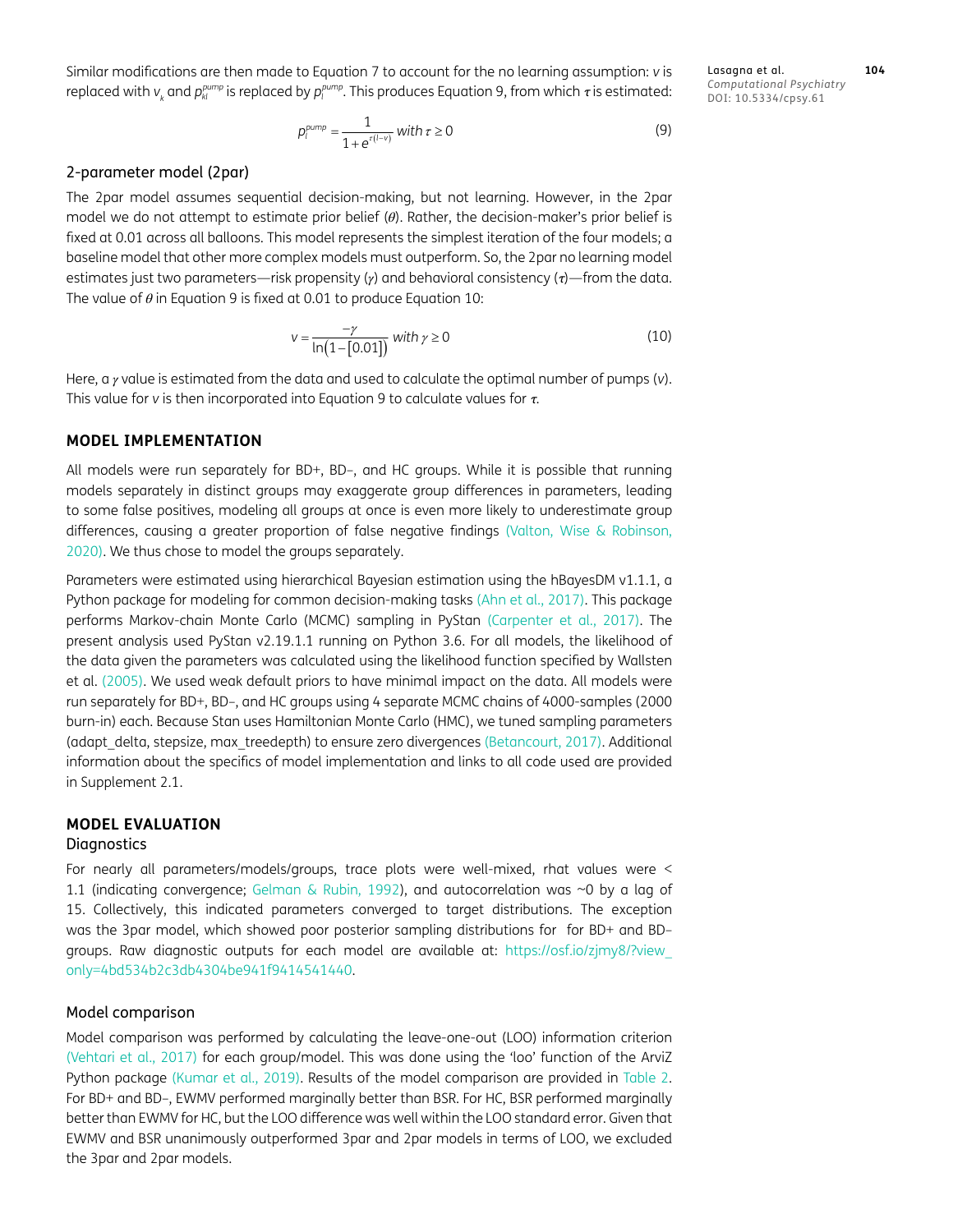Similar modifications are then made to Equation 7 to account for the no learning assumption: $v$ is replaced with $v_k$ and $p_{kl}^{pump}$ is replaced by $p_l^{pump}$. This produces Equation 9, from which $\tau$ is estimated:

$$p_l^{pump} = \frac{1}{1+e^{\tau(l-v)}} \text{ with } \tau \geq 0 \tag{9}$$

### 2-parameter model (2par)

The 2par model assumes sequential decision-making, but not learning. However, in the 2par model we do not attempt to estimate prior belief ($\theta$). Rather, the decision-maker's prior belief is fixed at 0.01 across all balloons. This model represents the simplest iteration of the four models; a baseline model that other more complex models must outperform. So, the 2par no learning model estimates just two parameters—risk propensity ($\gamma$) and behavioral consistency ($\tau$)—from the data. The value of $\theta$ in Equation 9 is fixed at 0.01 to produce Equation 10:

$$v = \frac{-\gamma}{\ln(1-[0.01])} \text{ with } \gamma \geq 0 \tag{10}$$

Here, a $\gamma$ value is estimated from the data and used to calculate the optimal number of pumps ($v$). This value for $v$ is then incorporated into Equation 9 to calculate values for $\tau$.

## MODEL IMPLEMENTATION

All models were run separately for BD+, BD–, and HC groups. While it is possible that running models separately in distinct groups may exaggerate group differences in parameters, leading to some false positives, modeling all groups at once is even more likely to underestimate group differences, causing a greater proportion of false negative findings (Valton, Wise & Robinson, 2020). We thus chose to model the groups separately.

Parameters were estimated using hierarchical Bayesian estimation using the hBayesDM v1.1.1, a Python package for modeling for common decision-making tasks (Ahn et al., 2017). This package performs Markov-chain Monte Carlo (MCMC) sampling in PyStan (Carpenter et al., 2017). The present analysis used PyStan v2.19.1.1 running on Python 3.6. For all models, the likelihood of the data given the parameters was calculated using the likelihood function specified by Wallsten et al. (2005). We used weak default priors to have minimal impact on the data. All models were run separately for BD+, BD–, and HC groups using 4 separate MCMC chains of 4000-samples (2000 burn-in) each. Because Stan uses Hamiltonian Monte Carlo (HMC), we tuned sampling parameters (adapt_delta, stepsize, max_treedepth) to ensure zero divergences (Betancourt, 2017). Additional information about the specifics of model implementation and links to all code used are provided in Supplement 2.1.

## MODEL EVALUATION

### Diagnostics

For nearly all parameters/models/groups, trace plots were well-mixed, rhat values were < 1.1 (indicating convergence; Gelman & Rubin, 1992), and autocorrelation was ~0 by a lag of 15. Collectively, this indicated parameters converged to target distributions. The exception was the 3par model, which showed poor posterior sampling distributions for  for BD+ and BD– groups. Raw diagnostic outputs for each model are available at: https://osf.io/zjmy8/?view_only=4bd534b2c3db4304be941f9414541440.

### Model comparison

Model comparison was performed by calculating the leave-one-out (LOO) information criterion (Vehtari et al., 2017) for each group/model. This was done using the 'loo' function of the ArviZ Python package (Kumar et al., 2019). Results of the model comparison are provided in Table 2. For BD+ and BD–, EWMV performed marginally better than BSR. For HC, BSR performed marginally better than EWMV for HC, but the LOO difference was well within the LOO standard error. Given that EWMV and BSR unanimously outperformed 3par and 2par models in terms of LOO, we excluded the 3par and 2par models.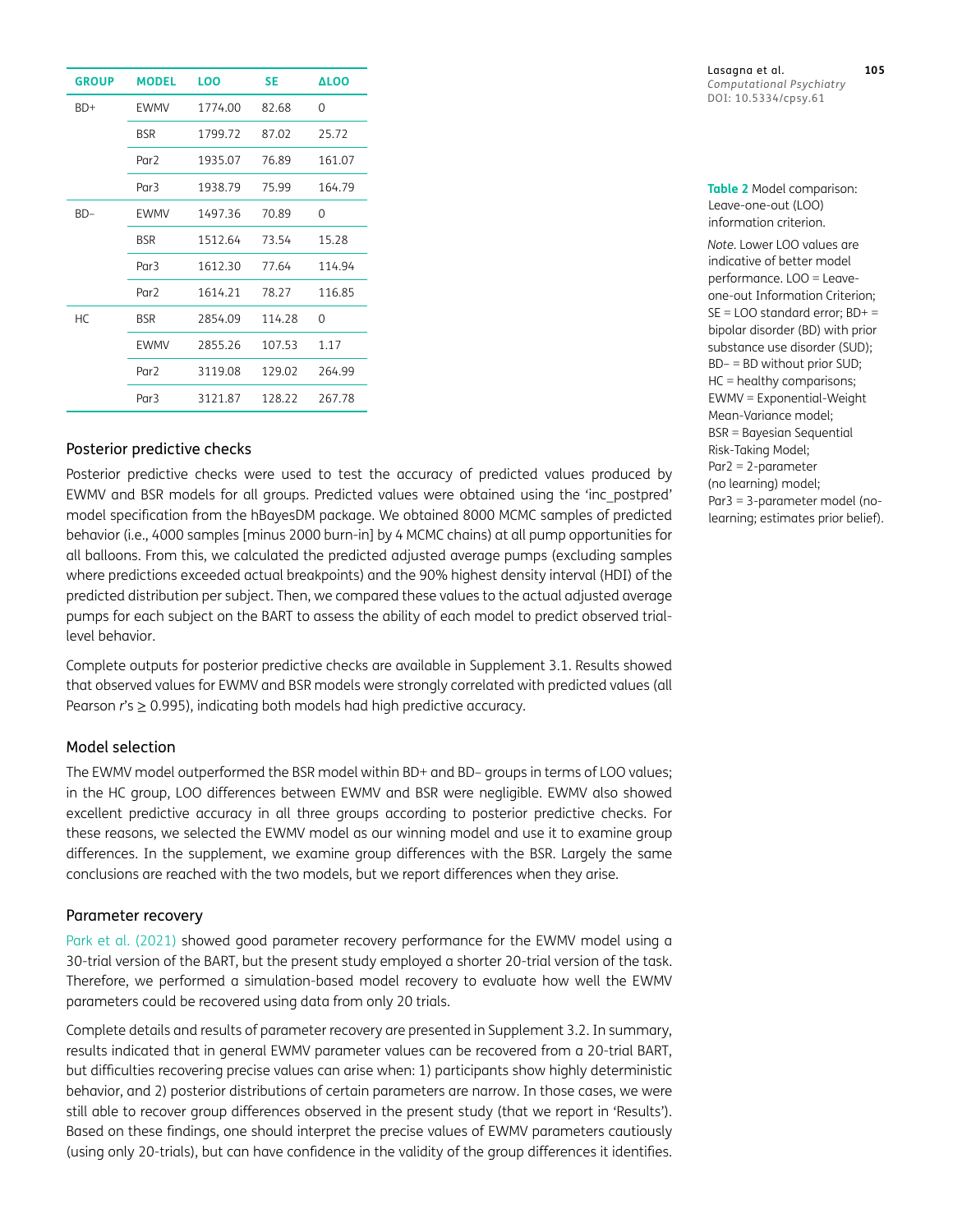| GROUP | MODEL | LOO | SE | ΔLOO |
|---|---|---|---|---|
| BD+ | EWMV | 1774.00 | 82.68 | 0 |
| | BSR | 1799.72 | 87.02 | 25.72 |
| | Par2 | 1935.07 | 76.89 | 161.07 |
| | Par3 | 1938.79 | 75.99 | 164.79 |
| BD– | EWMV | 1497.36 | 70.89 | 0 |
| | BSR | 1512.64 | 73.54 | 15.28 |
| | Par3 | 1612.30 | 77.64 | 114.94 |
| | Par2 | 1614.21 | 78.27 | 116.85 |
| HC | BSR | 2854.09 | 114.28 | 0 |
| | EWMV | 2855.26 | 107.53 | 1.17 |
| | Par2 | 3119.08 | 129.02 | 264.99 |
| | Par3 | 3121.87 | 128.22 | 267.78 |

**Table 2** Model comparison: Leave-one-out (LOO) information criterion.

*Note.* Lower LOO values are indicative of better model performance. LOO = Leave-one-out Information Criterion; SE = LOO standard error; BD+ = bipolar disorder (BD) with prior substance use disorder (SUD); BD– = BD without prior SUD; HC = healthy comparisons; EWMV = Exponential-Weight Mean-Variance model; BSR = Bayesian Sequential Risk-Taking Model; Par2 = 2-parameter (no learning) model; Par3 = 3-parameter model (no-learning; estimates prior belief).

### Posterior predictive checks

Posterior predictive checks were used to test the accuracy of predicted values produced by EWMV and BSR models for all groups. Predicted values were obtained using the 'inc_postpred' model specification from the hBayesDM package. We obtained 8000 MCMC samples of predicted behavior (i.e., 4000 samples [minus 2000 burn-in] by 4 MCMC chains) at all pump opportunities for all balloons. From this, we calculated the predicted adjusted average pumps (excluding samples where predictions exceeded actual breakpoints) and the 90% highest density interval (HDI) of the predicted distribution per subject. Then, we compared these values to the actual adjusted average pumps for each subject on the BART to assess the ability of each model to predict observed trial-level behavior.

Complete outputs for posterior predictive checks are available in Supplement 3.1. Results showed that observed values for EWMV and BSR models were strongly correlated with predicted values (all Pearson $r$'s $\geq 0.995$), indicating both models had high predictive accuracy.

### Model selection

The EWMV model outperformed the BSR model within BD+ and BD– groups in terms of LOO values; in the HC group, LOO differences between EWMV and BSR were negligible. EWMV also showed excellent predictive accuracy in all three groups according to posterior predictive checks. For these reasons, we selected the EWMV model as our winning model and use it to examine group differences. In the supplement, we examine group differences with the BSR. Largely the same conclusions are reached with the two models, but we report differences when they arise.

### Parameter recovery

Park et al. (2021) showed good parameter recovery performance for the EWMV model using a 30-trial version of the BART, but the present study employed a shorter 20-trial version of the task. Therefore, we performed a simulation-based model recovery to evaluate how well the EWMV parameters could be recovered using data from only 20 trials.

Complete details and results of parameter recovery are presented in Supplement 3.2. In summary, results indicated that in general EWMV parameter values can be recovered from a 20-trial BART, but difficulties recovering precise values can arise when: 1) participants show highly deterministic behavior, and 2) posterior distributions of certain parameters are narrow. In those cases, we were still able to recover group differences observed in the present study (that we report in 'Results'). Based on these findings, one should interpret the precise values of EWMV parameters cautiously (using only 20-trials), but can have confidence in the validity of the group differences it identifies.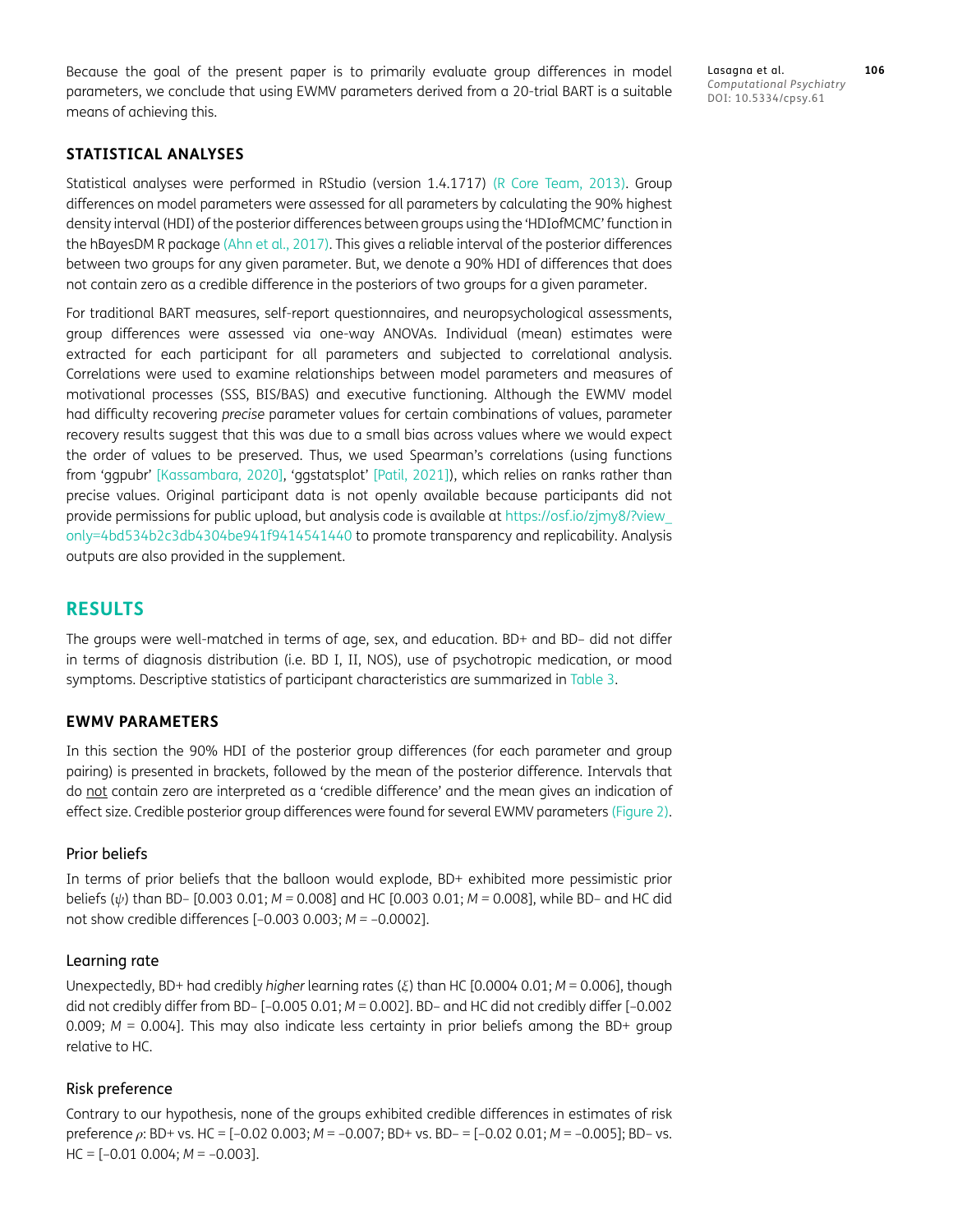Because the goal of the present paper is to primarily evaluate group differences in model parameters, we conclude that using EWMV parameters derived from a 20-trial BART is a suitable means of achieving this.

### STATISTICAL ANALYSES

Statistical analyses were performed in RStudio (version 1.4.1717) (R Core Team, 2013). Group differences on model parameters were assessed for all parameters by calculating the 90% highest density interval (HDI) of the posterior differences between groups using the 'HDIofMCMC' function in the hBayesDM R package (Ahn et al., 2017). This gives a reliable interval of the posterior differences between two groups for any given parameter. But, we denote a 90% HDI of differences that does not contain zero as a credible difference in the posteriors of two groups for a given parameter.

For traditional BART measures, self-report questionnaires, and neuropsychological assessments, group differences were assessed via one-way ANOVAs. Individual (mean) estimates were extracted for each participant for all parameters and subjected to correlational analysis. Correlations were used to examine relationships between model parameters and measures of motivational processes (SSS, BIS/BAS) and executive functioning. Although the EWMV model had difficulty recovering *precise* parameter values for certain combinations of values, parameter recovery results suggest that this was due to a small bias across values where we would expect the order of values to be preserved. Thus, we used Spearman's correlations (using functions from 'ggpubr' [Kassambara, 2020], 'ggstatsplot' [Patil, 2021]), which relies on ranks rather than precise values. Original participant data is not openly available because participants did not provide permissions for public upload, but analysis code is available at https://osf.io/zjmy8/?view_only=4bd534b2c3db4304be941f9414541440 to promote transparency and replicability. Analysis outputs are also provided in the supplement.

## RESULTS

The groups were well-matched in terms of age, sex, and education. BD+ and BD– did not differ in terms of diagnosis distribution (i.e. BD I, II, NOS), use of psychotropic medication, or mood symptoms. Descriptive statistics of participant characteristics are summarized in Table 3.

### EWMV PARAMETERS

In this section the 90% HDI of the posterior group differences (for each parameter and group pairing) is presented in brackets, followed by the mean of the posterior difference. Intervals that do not contain zero are interpreted as a 'credible difference' and the mean gives an indication of effect size. Credible posterior group differences were found for several EWMV parameters (Figure 2).

#### Prior beliefs

In terms of prior beliefs that the balloon would explode, BD+ exhibited more pessimistic prior beliefs ($\psi$) than BD– [0.003 0.01; *M* = 0.008] and HC [0.003 0.01; *M* = 0.008], while BD– and HC did not show credible differences [–0.003 0.003; *M* = –0.0002].

#### Learning rate

Unexpectedly, BD+ had credibly *higher* learning rates ($\xi$) than HC [0.0004 0.01; *M* = 0.006], though did not credibly differ from BD– [–0.005 0.01; *M* = 0.002]. BD– and HC did not credibly differ [–0.002 0.009; *M* = 0.004]. This may also indicate less certainty in prior beliefs among the BD+ group relative to HC.

#### Risk preference

Contrary to our hypothesis, none of the groups exhibited credible differences in estimates of risk preference $\rho$: BD+ vs. HC = [–0.02 0.003; *M* = –0.007; BD+ vs. BD– = [–0.02 0.01; *M* = –0.005]; BD– vs. HC = [–0.01 0.004; *M* = –0.003].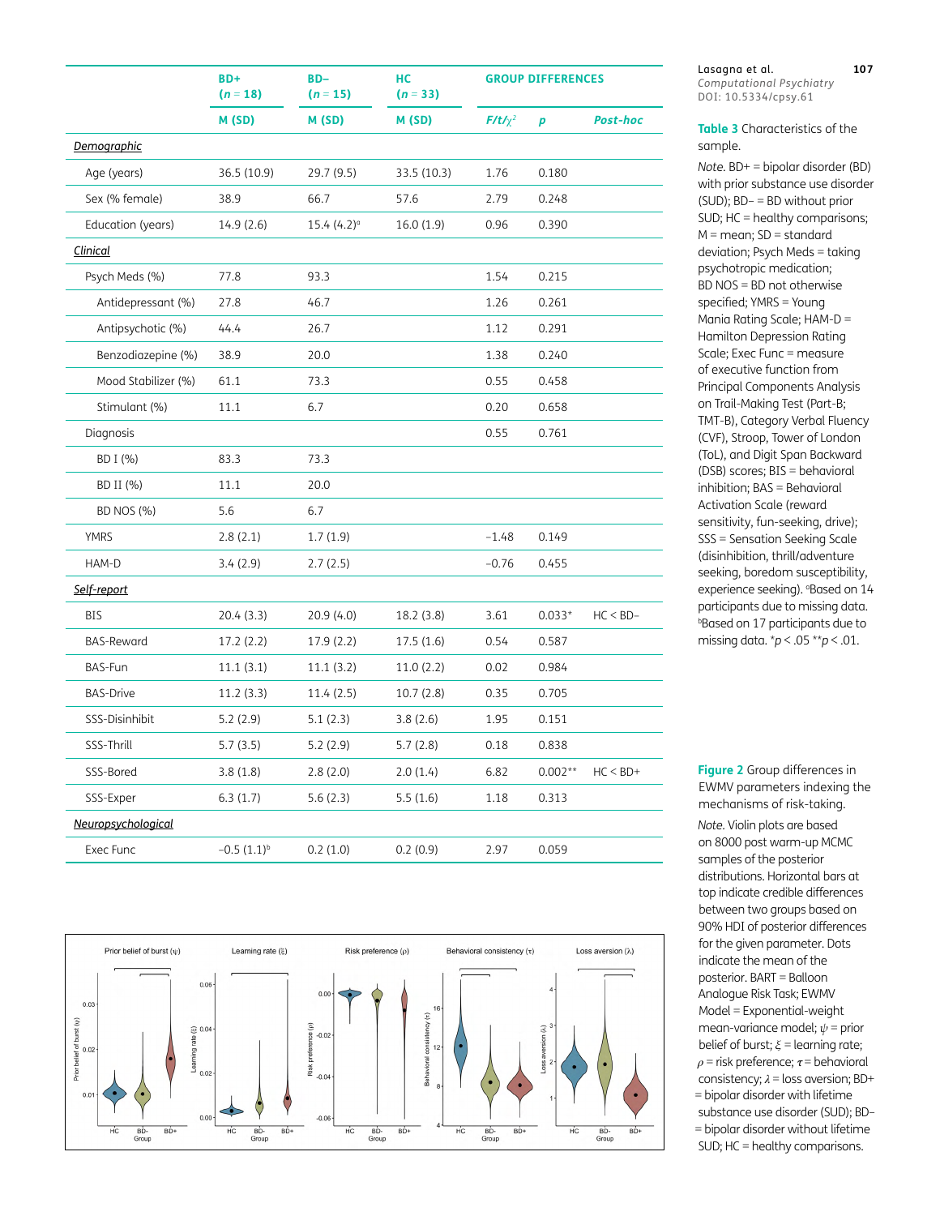**Table 3** Characteristics of the sample.

| | BD+ (*n* = 18) | BD– (*n* = 15) | HC (*n* = 33) | GROUP DIFFERENCES | | |
|---|---|---|---|---|---|---|
| | M (SD) | M (SD) | M (SD) | $F/t/\chi^2$ | *p* | *Post-hoc* |
| *Demographic* | | | | | | |
| Age (years) | 36.5 (10.9) | 29.7 (9.5) | 33.5 (10.3) | 1.76 | 0.180 | |
| Sex (% female) | 38.9 | 66.7 | 57.6 | 2.79 | 0.248 | |
| Education (years) | 14.9 (2.6) | 15.4 (4.2)[a] | 16.0 (1.9) | 0.96 | 0.390 | |
| *Clinical* | | | | | | |
| Psych Meds (%) | 77.8 | 93.3 | | 1.54 | 0.215 | |
| Antidepressant (%) | 27.8 | 46.7 | | 1.26 | 0.261 | |
| Antipsychotic (%) | 44.4 | 26.7 | | 1.12 | 0.291 | |
| Benzodiazepine (%) | 38.9 | 20.0 | | 1.38 | 0.240 | |
| Mood Stabilizer (%) | 61.1 | 73.3 | | 0.55 | 0.458 | |
| Stimulant (%) | 11.1 | 6.7 | | 0.20 | 0.658 | |
| Diagnosis | | | | 0.55 | 0.761 | |
| BD I (%) | 83.3 | 73.3 | | | | |
| BD II (%) | 11.1 | 20.0 | | | | |
| BD NOS (%) | 5.6 | 6.7 | | | | |
| YMRS | 2.8 (2.1) | 1.7 (1.9) | | –1.48 | 0.149 | |
| HAM-D | 3.4 (2.9) | 2.7 (2.5) | | –0.76 | 0.455 | |
| *Self-report* | | | | | | |
| BIS | 20.4 (3.3) | 20.9 (4.0) | 18.2 (3.8) | 3.61 | 0.033* | HC < BD– |
| BAS-Reward | 17.2 (2.2) | 17.9 (2.2) | 17.5 (1.6) | 0.54 | 0.587 | |
| BAS-Fun | 11.1 (3.1) | 11.1 (3.2) | 11.0 (2.2) | 0.02 | 0.984 | |
| BAS-Drive | 11.2 (3.3) | 11.4 (2.5) | 10.7 (2.8) | 0.35 | 0.705 | |
| SSS-Disinhibit | 5.2 (2.9) | 5.1 (2.3) | 3.8 (2.6) | 1.95 | 0.151 | |
| SSS-Thrill | 5.7 (3.5) | 5.2 (2.9) | 5.7 (2.8) | 0.18 | 0.838 | |
| SSS-Bored | 3.8 (1.8) | 2.8 (2.0) | 2.0 (1.4) | 6.82 | 0.002** | HC < BD+ |
| SSS-Exper | 6.3 (1.7) | 5.6 (2.3) | 5.5 (1.6) | 1.18 | 0.313 | |
| *Neuropsychological* | | | | | | |
| Exec Func | –0.5 (1.1)[b] | 0.2 (1.0) | 0.2 (0.9) | 2.97 | 0.059 | |

*Note.* BD+ = bipolar disorder (BD) with prior substance use disorder (SUD); BD– = BD without prior SUD; HC = healthy comparisons; M = mean; SD = standard deviation; Psych Meds = taking psychotropic medication; BD NOS = BD not otherwise specified; YMRS = Young Mania Rating Scale; HAM-D = Hamilton Depression Rating Scale; Exec Func = measure of executive function from Principal Components Analysis on Trail-Making Test (Part-B; TMT-B), Category Verbal Fluency (CVF), Stroop, Tower of London (ToL), and Digit Span Backward (DSB) scores; BIS = behavioral inhibition; BAS = Behavioral Activation Scale (reward sensitivity, fun-seeking, drive); SSS = Sensation Seeking Scale (disinhibition, thrill/adventure seeking, boredom susceptibility, experience seeking). [a]Based on 14 participants due to missing data. [b]Based on 17 participants due to missing data. *$p < .05$ **$p < .01$.

**Figure 2** Group differences in EWMV parameters indexing the mechanisms of risk-taking.

*Note.* Violin plots are based on 8000 post warm-up MCMC samples of the posterior distributions. Horizontal bars at top indicate credible differences between two groups based on 90% HDI of posterior differences for the given parameter. Dots indicate the mean of the posterior. BART = Balloon Analogue Risk Task; EWMV Model = Exponential-weight mean-variance model; $\psi$ = prior belief of burst; $\xi$ = learning rate; $\rho$ = risk preference; $\tau$ = behavioral consistency; $\lambda$ = loss aversion; BD+ = bipolar disorder with lifetime substance use disorder (SUD); BD– = bipolar disorder without lifetime SUD; HC = healthy comparisons.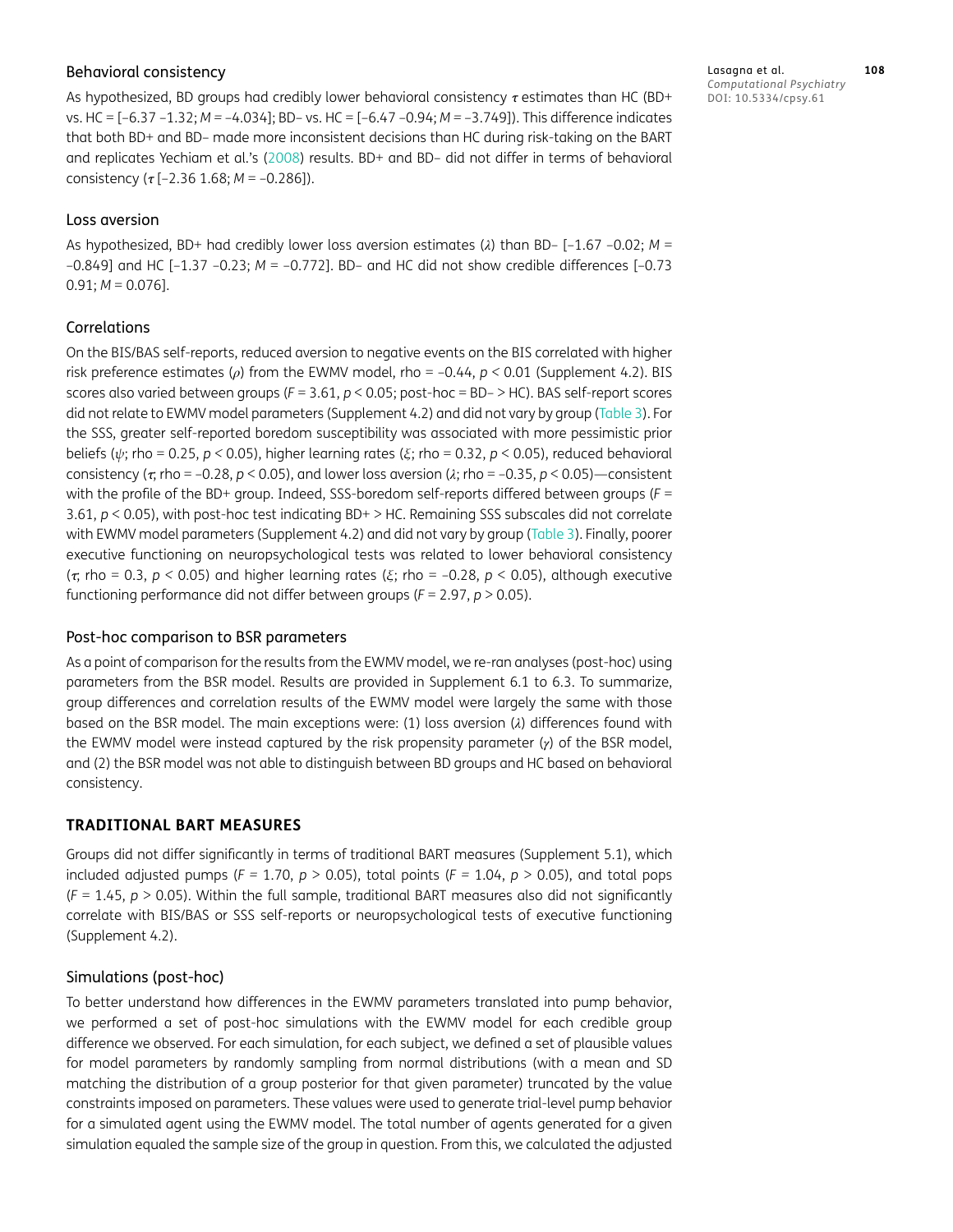### Behavioral consistency

As hypothesized, BD groups had credibly lower behavioral consistency $\tau$ estimates than HC (BD+ vs. HC = [–6.37 –1.32; *M* = –4.034]; BD– vs. HC = [–6.47 –0.94; *M* = –3.749]). This difference indicates that both BD+ and BD– made more inconsistent decisions than HC during risk-taking on the BART and replicates Yechiam et al.'s (2008) results. BD+ and BD– did not differ in terms of behavioral consistency ($\tau$ [–2.36 1.68; *M* = –0.286]).

### Loss aversion

As hypothesized, BD+ had credibly lower loss aversion estimates ($\lambda$) than BD– [–1.67 –0.02; *M* = –0.849] and HC [–1.37 –0.23; *M* = –0.772]. BD– and HC did not show credible differences [–0.73 0.91; *M* = 0.076].

### Correlations

On the BIS/BAS self-reports, reduced aversion to negative events on the BIS correlated with higher risk preference estimates ($\rho$) from the EWMV model, rho = –0.44, $p < 0.01$ (Supplement 4.2). BIS scores also varied between groups ($F = 3.61$, $p < 0.05$; post-hoc = BD– > HC). BAS self-report scores did not relate to EWMV model parameters (Supplement 4.2) and did not vary by group (Table 3). For the SSS, greater self-reported boredom susceptibility was associated with more pessimistic prior beliefs ($\psi$; rho = 0.25, $p < 0.05$), higher learning rates ($\xi$; rho = 0.32, $p < 0.05$), reduced behavioral consistency ($\tau$; rho = –0.28, $p < 0.05$), and lower loss aversion ($\lambda$; rho = –0.35, $p < 0.05$)—consistent with the profile of the BD+ group. Indeed, SSS-boredom self-reports differed between groups ($F = 3.61$, $p < 0.05$), with post-hoc test indicating BD+ > HC. Remaining SSS subscales did not correlate with EWMV model parameters (Supplement 4.2) and did not vary by group (Table 3). Finally, poorer executive functioning on neuropsychological tests was related to lower behavioral consistency ($\tau$, rho = 0.3, $p < 0.05$) and higher learning rates ($\xi$; rho = –0.28, $p < 0.05$), although executive functioning performance did not differ between groups ($F = 2.97$, $p > 0.05$).

### Post-hoc comparison to BSR parameters

As a point of comparison for the results from the EWMV model, we re-ran analyses (post-hoc) using parameters from the BSR model. Results are provided in Supplement 6.1 to 6.3. To summarize, group differences and correlation results of the EWMV model were largely the same with those based on the BSR model. The main exceptions were: (1) loss aversion ($\lambda$) differences found with the EWMV model were instead captured by the risk propensity parameter ($\gamma$) of the BSR model, and (2) the BSR model was not able to distinguish between BD groups and HC based on behavioral consistency.

## TRADITIONAL BART MEASURES

Groups did not differ significantly in terms of traditional BART measures (Supplement 5.1), which included adjusted pumps ($F = 1.70$, $p > 0.05$), total points ($F = 1.04$, $p > 0.05$), and total pops ($F = 1.45$, $p > 0.05$). Within the full sample, traditional BART measures also did not significantly correlate with BIS/BAS or SSS self-reports or neuropsychological tests of executive functioning (Supplement 4.2).

### Simulations (post-hoc)

To better understand how differences in the EWMV parameters translated into pump behavior, we performed a set of post-hoc simulations with the EWMV model for each credible group difference we observed. For each simulation, for each subject, we defined a set of plausible values for model parameters by randomly sampling from normal distributions (with a mean and SD matching the distribution of a group posterior for that given parameter) truncated by the value constraints imposed on parameters. These values were used to generate trial-level pump behavior for a simulated agent using the EWMV model. The total number of agents generated for a given simulation equaled the sample size of the group in question. From this, we calculated the adjusted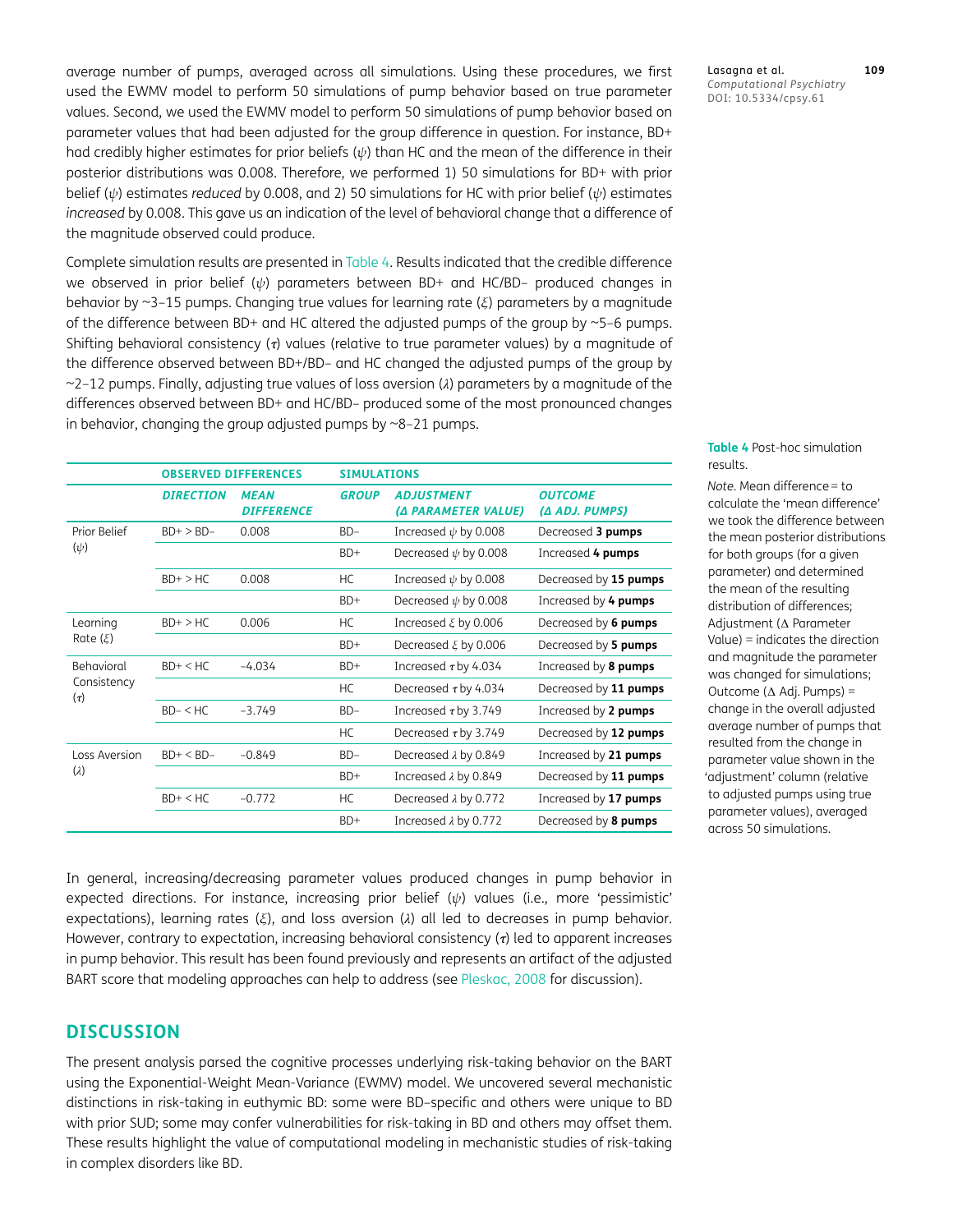average number of pumps, averaged across all simulations. Using these procedures, we first used the EWMV model to perform 50 simulations of pump behavior based on true parameter values. Second, we used the EWMV model to perform 50 simulations of pump behavior based on parameter values that had been adjusted for the group difference in question. For instance, BD+ had credibly higher estimates for prior beliefs ($\psi$) than HC and the mean of the difference in their posterior distributions was 0.008. Therefore, we performed 1) 50 simulations for BD+ with prior belief ($\psi$) estimates *reduced* by 0.008, and 2) 50 simulations for HC with prior belief ($\psi$) estimates *increased* by 0.008. This gave us an indication of the level of behavioral change that a difference of the magnitude observed could produce.

Complete simulation results are presented in Table 4. Results indicated that the credible difference we observed in prior belief ($\psi$) parameters between BD+ and HC/BD– produced changes in behavior by ~3–15 pumps. Changing true values for learning rate ($\xi$) parameters by a magnitude of the difference between BD+ and HC altered the adjusted pumps of the group by ~5–6 pumps. Shifting behavioral consistency ($\tau$) values (relative to true parameter values) by a magnitude of the difference observed between BD+/BD– and HC changed the adjusted pumps of the group by ~2–12 pumps. Finally, adjusting true values of loss aversion ($\lambda$) parameters by a magnitude of the differences observed between BD+ and HC/BD– produced some of the most pronounced changes in behavior, changing the group adjusted pumps by ~8–21 pumps.

**Table 4** Post-hoc simulation results.

| | OBSERVED DIFFERENCES | | SIMULATIONS | | |
|---|---|---|---|---|---|
| | *DIRECTION* | *MEAN DIFFERENCE* | *GROUP* | *ADJUSTMENT (Δ PARAMETER VALUE)* | *OUTCOME (Δ ADJ. PUMPS)* |
| Prior Belief ($\psi$) | BD+ > BD– | 0.008 | BD– | Increased $\psi$ by 0.008 | Decreased **3 pumps** |
| | | | BD+ | Decreased $\psi$ by 0.008 | Increased **4 pumps** |
| | BD+ > HC | 0.008 | HC | Increased $\psi$ by 0.008 | Decreased by **15 pumps** |
| | | | BD+ | Decreased $\psi$ by 0.008 | Increased by **4 pumps** |
| Learning Rate ($\xi$) | BD+ > HC | 0.006 | HC | Increased $\xi$ by 0.006 | Decreased by **6 pumps** |
| | | | BD+ | Decreased $\xi$ by 0.006 | Decreased by **5 pumps** |
| Behavioral Consistency ($\tau$) | BD+ < HC | –4.034 | BD+ | Increased $\tau$ by 4.034 | Increased by **8 pumps** |
| | | | HC | Decreased $\tau$ by 4.034 | Decreased by **11 pumps** |
| | BD– < HC | –3.749 | BD– | Increased $\tau$ by 3.749 | Increased by **2 pumps** |
| | | | HC | Decreased $\tau$ by 3.749 | Decreased by **12 pumps** |
| Loss Aversion ($\lambda$) | BD+ < BD– | –0.849 | BD– | Decreased $\lambda$ by 0.849 | Increased by **21 pumps** |
| | | | BD+ | Increased $\lambda$ by 0.849 | Decreased by **11 pumps** |
| | BD+ < HC | –0.772 | HC | Decreased $\lambda$ by 0.772 | Increased by **17 pumps** |
| | | | BD+ | Increased $\lambda$ by 0.772 | Decreased by **8 pumps** |

*Note.* Mean difference = to calculate the 'mean difference' we took the difference between the mean posterior distributions for both groups (for a given parameter) and determined the mean of the resulting distribution of differences; Adjustment (Δ Parameter Value) = indicates the direction and magnitude the parameter was changed for simulations; Outcome (Δ Adj. Pumps) = change in the overall adjusted average number of pumps that resulted from the change in parameter value shown in the 'adjustment' column (relative to adjusted pumps using true parameter values), averaged across 50 simulations.

In general, increasing/decreasing parameter values produced changes in pump behavior in expected directions. For instance, increasing prior belief ($\psi$) values (i.e., more 'pessimistic' expectations), learning rates ($\xi$), and loss aversion ($\lambda$) all led to decreases in pump behavior. However, contrary to expectation, increasing behavioral consistency ($\tau$) led to apparent increases in pump behavior. This result has been found previously and represents an artifact of the adjusted BART score that modeling approaches can help to address (see Pleskac, 2008 for discussion).

## DISCUSSION

The present analysis parsed the cognitive processes underlying risk-taking behavior on the BART using the Exponential-Weight Mean-Variance (EWMV) model. We uncovered several mechanistic distinctions in risk-taking in euthymic BD: some were BD-specific and others were unique to BD with prior SUD; some may confer vulnerabilities for risk-taking in BD and others may offset them. These results highlight the value of computational modeling in mechanistic studies of risk-taking in complex disorders like BD.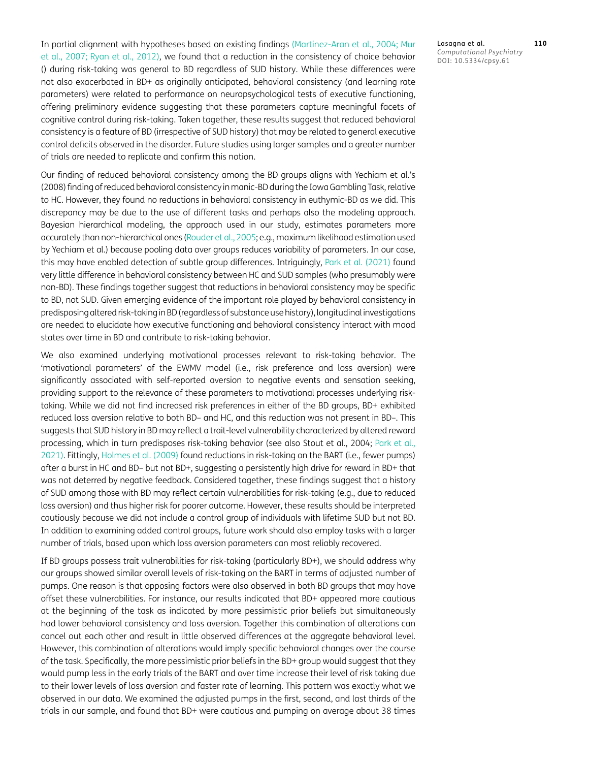In partial alignment with hypotheses based on existing findings (Martinez-Aran et al., 2004; Mur et al., 2007; Ryan et al., 2012), we found that a reduction in the consistency of choice behavior () during risk-taking was general to BD regardless of SUD history. While these differences were not also exacerbated in BD+ as originally anticipated, behavioral consistency (and learning rate parameters) were related to performance on neuropsychological tests of executive functioning, offering preliminary evidence suggesting that these parameters capture meaningful facets of cognitive control during risk-taking. Taken together, these results suggest that reduced behavioral consistency is a feature of BD (irrespective of SUD history) that may be related to general executive control deficits observed in the disorder. Future studies using larger samples and a greater number of trials are needed to replicate and confirm this notion.

Our finding of reduced behavioral consistency among the BD groups aligns with Yechiam et al.'s (2008) finding of reduced behavioral consistency in manic-BD during the Iowa Gambling Task, relative to HC. However, they found no reductions in behavioral consistency in euthymic-BD as we did. This discrepancy may be due to the use of different tasks and perhaps also the modeling approach. Bayesian hierarchical modeling, the approach used in our study, estimates parameters more accurately than non-hierarchical ones (Rouder et al., 2005; e.g., maximum likelihood estimation used by Yechiam et al.) because pooling data over groups reduces variability of parameters. In our case, this may have enabled detection of subtle group differences. Intriguingly, Park et al. (2021) found very little difference in behavioral consistency between HC and SUD samples (who presumably were non-BD). These findings together suggest that reductions in behavioral consistency may be specific to BD, not SUD. Given emerging evidence of the important role played by behavioral consistency in predisposing altered risk-taking in BD (regardless of substance use history), longitudinal investigations are needed to elucidate how executive functioning and behavioral consistency interact with mood states over time in BD and contribute to risk-taking behavior.

We also examined underlying motivational processes relevant to risk-taking behavior. The 'motivational parameters' of the EWMV model (i.e., risk preference and loss aversion) were significantly associated with self-reported aversion to negative events and sensation seeking, providing support to the relevance of these parameters to motivational processes underlying risk-taking. While we did not find increased risk preferences in either of the BD groups, BD+ exhibited reduced loss aversion relative to both BD– and HC, and this reduction was not present in BD–. This suggests that SUD history in BD may reflect a trait-level vulnerability characterized by altered reward processing, which in turn predisposes risk-taking behavior (see also Stout et al., 2004; Park et al., 2021). Fittingly, Holmes et al. (2009) found reductions in risk-taking on the BART (i.e., fewer pumps) after a burst in HC and BD– but not BD+, suggesting a persistently high drive for reward in BD+ that was not deterred by negative feedback. Considered together, these findings suggest that a history of SUD among those with BD may reflect certain vulnerabilities for risk-taking (e.g., due to reduced loss aversion) and thus higher risk for poorer outcome. However, these results should be interpreted cautiously because we did not include a control group of individuals with lifetime SUD but not BD. In addition to examining added control groups, future work should also employ tasks with a larger number of trials, based upon which loss aversion parameters can most reliably recovered.

If BD groups possess trait vulnerabilities for risk-taking (particularly BD+), we should address why our groups showed similar overall levels of risk-taking on the BART in terms of adjusted number of pumps. One reason is that opposing factors were also observed in both BD groups that may have offset these vulnerabilities. For instance, our results indicated that BD+ appeared more cautious at the beginning of the task as indicated by more pessimistic prior beliefs but simultaneously had lower behavioral consistency and loss aversion. Together this combination of alterations can cancel out each other and result in little observed differences at the aggregate behavioral level. However, this combination of alterations would imply specific behavioral changes over the course of the task. Specifically, the more pessimistic prior beliefs in the BD+ group would suggest that they would pump less in the early trials of the BART and over time increase their level of risk taking due to their lower levels of loss aversion and faster rate of learning. This pattern was exactly what we observed in our data. We examined the adjusted pumps in the first, second, and last thirds of the trials in our sample, and found that BD+ were cautious and pumping on average about 38 times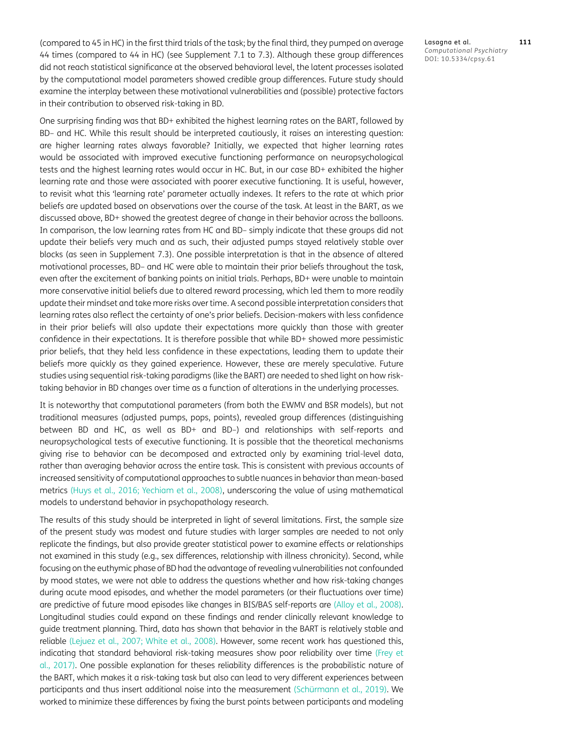(compared to 45 in HC) in the first third trials of the task; by the final third, they pumped on average 44 times (compared to 44 in HC) (see Supplement 7.1 to 7.3). Although these group differences did not reach statistical significance at the observed behavioral level, the latent processes isolated by the computational model parameters showed credible group differences. Future study should examine the interplay between these motivational vulnerabilities and (possible) protective factors in their contribution to observed risk-taking in BD.

One surprising finding was that BD+ exhibited the highest learning rates on the BART, followed by BD– and HC. While this result should be interpreted cautiously, it raises an interesting question: are higher learning rates always favorable? Initially, we expected that higher learning rates would be associated with improved executive functioning performance on neuropsychological tests and the highest learning rates would occur in HC. But, in our case BD+ exhibited the higher learning rate and those were associated with poorer executive functioning. It is useful, however, to revisit what this 'learning rate' parameter actually indexes. It refers to the rate at which prior beliefs are updated based on observations over the course of the task. At least in the BART, as we discussed above, BD+ showed the greatest degree of change in their behavior across the balloons. In comparison, the low learning rates from HC and BD– simply indicate that these groups did not update their beliefs very much and as such, their adjusted pumps stayed relatively stable over blocks (as seen in Supplement 7.3). One possible interpretation is that in the absence of altered motivational processes, BD– and HC were able to maintain their prior beliefs throughout the task, even after the excitement of banking points on initial trials. Perhaps, BD+ were unable to maintain more conservative initial beliefs due to altered reward processing, which led them to more readily update their mindset and take more risks over time. A second possible interpretation considers that learning rates also reflect the certainty of one's prior beliefs. Decision-makers with less confidence in their prior beliefs will also update their expectations more quickly than those with greater confidence in their expectations. It is therefore possible that while BD+ showed more pessimistic prior beliefs, that they held less confidence in these expectations, leading them to update their beliefs more quickly as they gained experience. However, these are merely speculative. Future studies using sequential risk-taking paradigms (like the BART) are needed to shed light on how risk-taking behavior in BD changes over time as a function of alterations in the underlying processes.

It is noteworthy that computational parameters (from both the EWMV and BSR models), but not traditional measures (adjusted pumps, pops, points), revealed group differences (distinguishing between BD and HC, as well as BD+ and BD–) and relationships with self-reports and neuropsychological tests of executive functioning. It is possible that the theoretical mechanisms giving rise to behavior can be decomposed and extracted only by examining trial-level data, rather than averaging behavior across the entire task. This is consistent with previous accounts of increased sensitivity of computational approaches to subtle nuances in behavior than mean-based metrics (Huys et al., 2016; Yechiam et al., 2008), underscoring the value of using mathematical models to understand behavior in psychopathology research.

The results of this study should be interpreted in light of several limitations. First, the sample size of the present study was modest and future studies with larger samples are needed to not only replicate the findings, but also provide greater statistical power to examine effects or relationships not examined in this study (e.g., sex differences, relationship with illness chronicity). Second, while focusing on the euthymic phase of BD had the advantage of revealing vulnerabilities not confounded by mood states, we were not able to address the questions whether and how risk-taking changes during acute mood episodes, and whether the model parameters (or their fluctuations over time) are predictive of future mood episodes like changes in BIS/BAS self-reports are (Alloy et al., 2008). Longitudinal studies could expand on these findings and render clinically relevant knowledge to guide treatment planning. Third, data has shown that behavior in the BART is relatively stable and reliable (Lejuez et al., 2007; White et al., 2008). However, some recent work has questioned this, indicating that standard behavioral risk-taking measures show poor reliability over time (Frey et al., 2017). One possible explanation for theses reliability differences is the probabilistic nature of the BART, which makes it a risk-taking task but also can lead to very different experiences between participants and thus insert additional noise into the measurement (Schürmann et al., 2019). We worked to minimize these differences by fixing the burst points between participants and modeling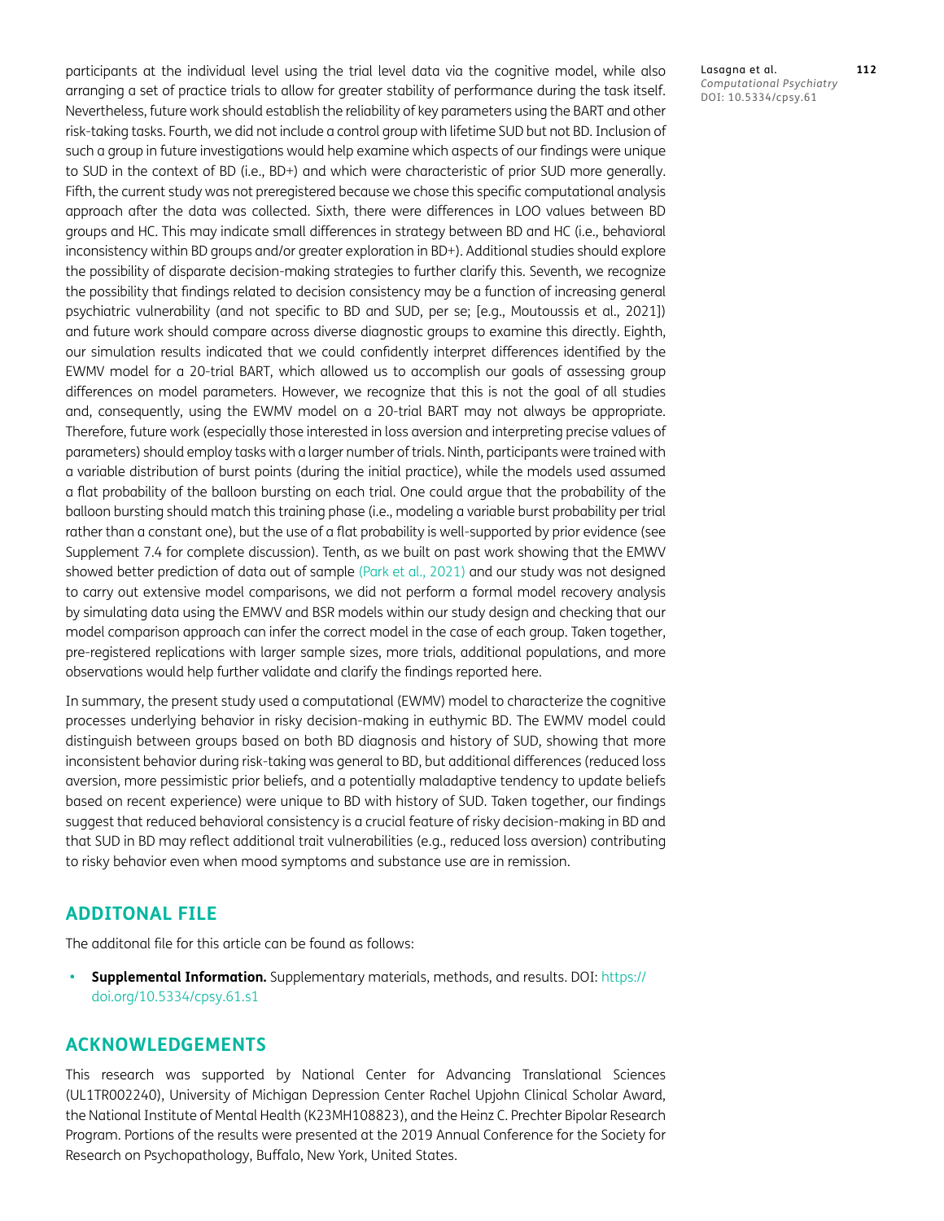participants at the individual level using the trial level data via the cognitive model, while also arranging a set of practice trials to allow for greater stability of performance during the task itself. Nevertheless, future work should establish the reliability of key parameters using the BART and other risk-taking tasks. Fourth, we did not include a control group with lifetime SUD but not BD. Inclusion of such a group in future investigations would help examine which aspects of our findings were unique to SUD in the context of BD (i.e., BD+) and which were characteristic of prior SUD more generally. Fifth, the current study was not preregistered because we chose this specific computational analysis approach after the data was collected. Sixth, there were differences in LOO values between BD groups and HC. This may indicate small differences in strategy between BD and HC (i.e., behavioral inconsistency within BD groups and/or greater exploration in BD+). Additional studies should explore the possibility of disparate decision-making strategies to further clarify this. Seventh, we recognize the possibility that findings related to decision consistency may be a function of increasing general psychiatric vulnerability (and not specific to BD and SUD, per se; [e.g., Moutoussis et al., 2021]) and future work should compare across diverse diagnostic groups to examine this directly. Eighth, our simulation results indicated that we could confidently interpret differences identified by the EWMV model for a 20-trial BART, which allowed us to accomplish our goals of assessing group differences on model parameters. However, we recognize that this is not the goal of all studies and, consequently, using the EWMV model on a 20-trial BART may not always be appropriate. Therefore, future work (especially those interested in loss aversion and interpreting precise values of parameters) should employ tasks with a larger number of trials. Ninth, participants were trained with a variable distribution of burst points (during the initial practice), while the models used assumed a flat probability of the balloon bursting on each trial. One could argue that the probability of the balloon bursting should match this training phase (i.e., modeling a variable burst probability per trial rather than a constant one), but the use of a flat probability is well-supported by prior evidence (see Supplement 7.4 for complete discussion). Tenth, as we built on past work showing that the EMWV showed better prediction of data out of sample (Park et al., 2021) and our study was not designed to carry out extensive model comparisons, we did not perform a formal model recovery analysis by simulating data using the EMWV and BSR models within our study design and checking that our model comparison approach can infer the correct model in the case of each group. Taken together, pre-registered replications with larger sample sizes, more trials, additional populations, and more observations would help further validate and clarify the findings reported here.

In summary, the present study used a computational (EWMV) model to characterize the cognitive processes underlying behavior in risky decision-making in euthymic BD. The EWMV model could distinguish between groups based on both BD diagnosis and history of SUD, showing that more inconsistent behavior during risk-taking was general to BD, but additional differences (reduced loss aversion, more pessimistic prior beliefs, and a potentially maladaptive tendency to update beliefs based on recent experience) were unique to BD with history of SUD. Taken together, our findings suggest that reduced behavioral consistency is a crucial feature of risky decision-making in BD and that SUD in BD may reflect additional trait vulnerabilities (e.g., reduced loss aversion) contributing to risky behavior even when mood symptoms and substance use are in remission.

## ADDITONAL FILE

The additonal file for this article can be found as follows:

- **Supplemental Information.** Supplementary materials, methods, and results. DOI: https://doi.org/10.5334/cpsy.61.s1

## ACKNOWLEDGEMENTS

This research was supported by National Center for Advancing Translational Sciences (UL1TR002240), University of Michigan Depression Center Rachel Upjohn Clinical Scholar Award, the National Institute of Mental Health (K23MH108823), and the Heinz C. Prechter Bipolar Research Program. Portions of the results were presented at the 2019 Annual Conference for the Society for Research on Psychopathology, Buffalo, New York, United States.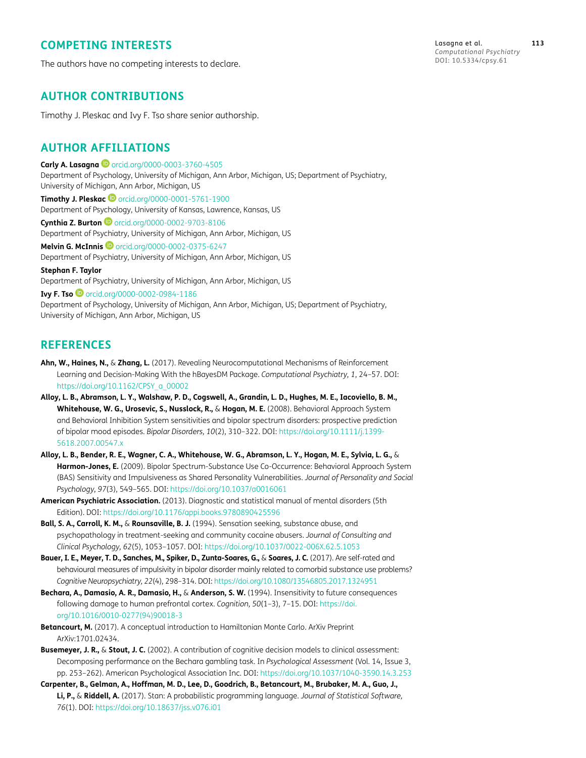## COMPETING INTERESTS

The authors have no competing interests to declare.

## AUTHOR CONTRIBUTIONS

Timothy J. Pleskac and Ivy F. Tso share senior authorship.

## AUTHOR AFFILIATIONS

**Carly A. Lasagna** orcid.org/0000-0003-3760-4505
Department of Psychology, University of Michigan, Ann Arbor, Michigan, US; Department of Psychiatry, University of Michigan, Ann Arbor, Michigan, US

**Timothy J. Pleskac** orcid.org/0000-0001-5761-1900
Department of Psychology, University of Kansas, Lawrence, Kansas, US

**Cynthia Z. Burton** orcid.org/0000-0002-9703-8106
Department of Psychiatry, University of Michigan, Ann Arbor, Michigan, US

**Melvin G. McInnis** orcid.org/0000-0002-0375-6247
Department of Psychiatry, University of Michigan, Ann Arbor, Michigan, US

**Stephan F. Taylor**
Department of Psychiatry, University of Michigan, Ann Arbor, Michigan, US

**Ivy F. Tso** orcid.org/0000-0002-0984-1186
Department of Psychology, University of Michigan, Ann Arbor, Michigan, US; Department of Psychiatry, University of Michigan, Ann Arbor, Michigan, US

## REFERENCES

**Ahn, W., Haines, N.,** & **Zhang, L.** (2017). Revealing Neurocomputational Mechanisms of Reinforcement Learning and Decision-Making With the hBayesDM Package. *Computational Psychiatry, 1*, 24–57. DOI: https://doi.org/10.1162/CPSY_a_00002

**Alloy, L. B., Abramson, L. Y., Walshaw, P. D., Cogswell, A., Grandin, L. D., Hughes, M. E., Iacoviello, B. M., Whitehouse, W. G., Urosevic, S., Nusslock, R.,** & **Hogan, M. E.** (2008). Behavioral Approach System and Behavioral Inhibition System sensitivities and bipolar spectrum disorders: prospective prediction of bipolar mood episodes. *Bipolar Disorders, 10*(2), 310–322. DOI: https://doi.org/10.1111/j.1399-5618.2007.00547.x

**Alloy, L. B., Bender, R. E., Wagner, C. A., Whitehouse, W. G., Abramson, L. Y., Hogan, M. E., Sylvia, L. G.,** & **Harmon-Jones, E.** (2009). Bipolar Spectrum-Substance Use Co-Occurrence: Behavioral Approach System (BAS) Sensitivity and Impulsiveness as Shared Personality Vulnerabilities. *Journal of Personality and Social Psychology, 97*(3), 549–565. DOI: https://doi.org/10.1037/a0016061

**American Psychiatric Association.** (2013). Diagnostic and statistical manual of mental disorders (5th Edition). DOI: https://doi.org/10.1176/appi.books.9780890425596

**Ball, S. A., Carroll, K. M.,** & **Rounsaville, B. J.** (1994). Sensation seeking, substance abuse, and psychopathology in treatment-seeking and community cocaine abusers. *Journal of Consulting and Clinical Psychology, 62*(5), 1053–1057. DOI: https://doi.org/10.1037/0022-006X.62.5.1053

**Bauer, I. E., Meyer, T. D., Sanches, M., Spiker, D., Zunta-Soares, G.,** & **Soares, J. C.** (2017). Are self-rated and behavioural measures of impulsivity in bipolar disorder mainly related to comorbid substance use problems? *Cognitive Neuropsychiatry, 22*(4), 298–314. DOI: https://doi.org/10.1080/13546805.2017.1324951

**Bechara, A., Damasio, A. R., Damasio, H.,** & **Anderson, S. W.** (1994). Insensitivity to future consequences following damage to human prefrontal cortex. *Cognition, 50*(1–3), 7–15. DOI: https://doi.org/10.1016/0010-0277(94)90018-3

**Betancourt, M.** (2017). A conceptual introduction to Hamiltonian Monte Carlo. ArXiv Preprint ArXiv:1701.02434.

**Busemeyer, J. R.,** & **Stout, J. C.** (2002). A contribution of cognitive decision models to clinical assessment: Decomposing performance on the Bechara gambling task. In *Psychological Assessment* (Vol. 14, Issue 3, pp. 253–262). American Psychological Association Inc. DOI: https://doi.org/10.1037/1040-3590.14.3.253

**Carpenter, B., Gelman, A., Hoffman, M. D., Lee, D., Goodrich, B., Betancourt, M., Brubaker, M. A., Guo, J., Li, P.,** & **Riddell, A.** (2017). Stan: A probabilistic programming language. *Journal of Statistical Software, 76*(1). DOI: https://doi.org/10.18637/jss.v076.i01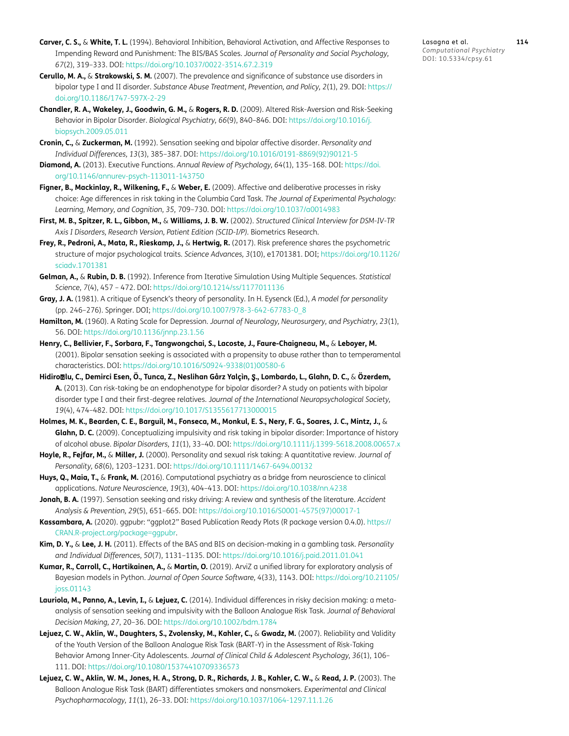**Carver, C. S.,** & **White, T. L.** (1994). Behavioral Inhibition, Behavioral Activation, and Affective Responses to Impending Reward and Punishment: The BIS/BAS Scales. *Journal of Personality and Social Psychology, 67*(2), 319–333. DOI: https://doi.org/10.1037/0022-3514.67.2.319

**Cerullo, M. A.,** & **Strakowski, S. M.** (2007). The prevalence and significance of substance use disorders in bipolar type I and II disorder. *Substance Abuse Treatment, Prevention, and Policy, 2*(1), 29. DOI: https://doi.org/10.1186/1747-597X-2-29

**Chandler, R. A., Wakeley, J., Goodwin, G. M.,** & **Rogers, R. D.** (2009). Altered Risk-Aversion and Risk-Seeking Behavior in Bipolar Disorder. *Biological Psychiatry, 66*(9), 840–846. DOI: https://doi.org/10.1016/j.biopsych.2009.05.011

**Cronin, C.,** & **Zuckerman, M.** (1992). Sensation seeking and bipolar affective disorder. *Personality and Individual Differences, 13*(3), 385–387. DOI: https://doi.org/10.1016/0191-8869(92)90121-5

**Diamond, A.** (2013). Executive Functions. *Annual Review of Psychology, 64*(1), 135–168. DOI: https://doi.org/10.1146/annurev-psych-113011-143750

**Figner, B., Mackinlay, R., Wilkening, F.,** & **Weber, E.** (2009). Affective and deliberative processes in risky choice: Age differences in risk taking in the Columbia Card Task. *The Journal of Experimental Psychology: Learning, Memory, and Cognition, 35,* 709–730. DOI: https://doi.org/10.1037/a0014983

**First, M. B., Spitzer, R. L., Gibbon, M.,** & **Williams, J. B. W.** (2002). *Structured Clinical Interview for DSM-IV-TR Axis I Disorders, Research Version, Patient Edition (SCID-I/P).* Biometrics Research.

**Frey, R., Pedroni, A., Mata, R., Rieskamp, J.,** & **Hertwig, R.** (2017). Risk preference shares the psychometric structure of major psychological traits. *Science Advances, 3*(10), e1701381. DOI; https://doi.org/10.1126/sciadv.1701381

**Gelman, A.,** & **Rubin, D. B.** (1992). Inference from Iterative Simulation Using Multiple Sequences. *Statistical Science, 7*(4), 457 – 472. DOI: https://doi.org/10.1214/ss/1177011136

**Gray, J. A.** (1981). A critique of Eysenck's theory of personality. In H. Eysenck (Ed.), *A model for personality* (pp. 246–276). Springer. DOI; https://doi.org/10.1007/978-3-642-67783-0_8

**Hamilton, M.** (1960). A Rating Scale for Depression. *Journal of Neurology, Neurosurgery, and Psychiatry, 23*(1), 56. DOI: https://doi.org/10.1136/jnnp.23.1.56

**Henry, C., Bellivier, F., Sorbara, F., Tangwongchai, S., Lacoste, J., Faure-Chaigneau, M.,** & **Leboyer, M.** (2001). Bipolar sensation seeking is associated with a propensity to abuse rather than to temperamental characteristics. DOI: https://doi.org/10.1016/S0924-9338(01)00580-6

**Hidiroǧlu, C., Demirci Esen, Ö., Tunca, Z., Neslihan Gårz Yalçìn, Ş., Lombardo, L., Glahn, D. C.,** & **Özerdem, A.** (2013). Can risk-taking be an endophenotype for bipolar disorder? A study on patients with bipolar disorder type I and their first-degree relatives. *Journal of the International Neuropsychological Society, 19*(4), 474–482. DOI: https://doi.org/10.1017/S1355617713000015

**Holmes, M. K., Bearden, C. E., Barguil, M., Fonseca, M., Monkul, E. S., Nery, F. G., Soares, J. C., Mintz, J.,** & **Glahn, D. C.** (2009). Conceptualizing impulsivity and risk taking in bipolar disorder: Importance of history of alcohol abuse. *Bipolar Disorders, 11*(1), 33–40. DOI: https://doi.org/10.1111/j.1399-5618.2008.00657.x

**Hoyle, R., Fejfar, M.,** & **Miller, J.** (2000). Personality and sexual risk taking: A quantitative review. *Journal of Personality, 68*(6), 1203–1231. DOI: https://doi.org/10.1111/1467-6494.00132

**Huys, Q., Maia, T.,** & **Frank, M.** (2016). Computational psychiatry as a bridge from neuroscience to clinical applications. *Nature Neuroscience, 19*(3), 404–413. DOI: https://doi.org/10.1038/nn.4238

**Jonah, B. A.** (1997). Sensation seeking and risky driving: A review and synthesis of the literature. *Accident Analysis & Prevention, 29*(5), 651–665. DOI: https://doi.org/10.1016/S0001-4575(97)00017-1

**Kassambara, A.** (2020). ggpubr: "ggplot2" Based Publication Ready Plots (R package version 0.4.0). https://CRAN.R-project.org/package=ggpubr.

**Kim, D. Y.,** & **Lee, J. H.** (2011). Effects of the BAS and BIS on decision-making in a gambling task. *Personality and Individual Differences, 50*(7), 1131–1135. DOI: https://doi.org/10.1016/j.paid.2011.01.041

**Kumar, R., Carroll, C., Hartikainen, A.,** & **Martin, O.** (2019). ArviZ a unified library for exploratory analysis of Bayesian models in Python. *Journal of Open Source Software,* 4(33), 1143. DOI: https://doi.org/10.21105/joss.01143

**Lauriola, M., Panno, A., Levin, I.,** & **Lejuez, C.** (2014). Individual differences in risky decision making: a meta-analysis of sensation seeking and impulsivity with the Balloon Analogue Risk Task. *Journal of Behavioral Decision Making, 27*, 20–36. DOI: https://doi.org/10.1002/bdm.1784

**Lejuez, C. W., Aklin, W., Daughters, S., Zvolensky, M., Kahler, C.,** & **Gwadz, M.** (2007). Reliability and Validity of the Youth Version of the Balloon Analogue Risk Task (BART-Y) in the Assessment of Risk-Taking Behavior Among Inner-City Adolescents. *Journal of Clinical Child & Adolescent Psychology, 36*(1), 106–111. DOI: https://doi.org/10.1080/15374410709336573

**Lejuez, C. W., Aklin, W. M., Jones, H. A., Strong, D. R., Richards, J. B., Kahler, C. W.,** & **Read, J. P.** (2003). The Balloon Analogue Risk Task (BART) differentiates smokers and nonsmokers. *Experimental and Clinical Psychopharmacology, 11*(1), 26–33. DOI: https://doi.org/10.1037/1064-1297.11.1.26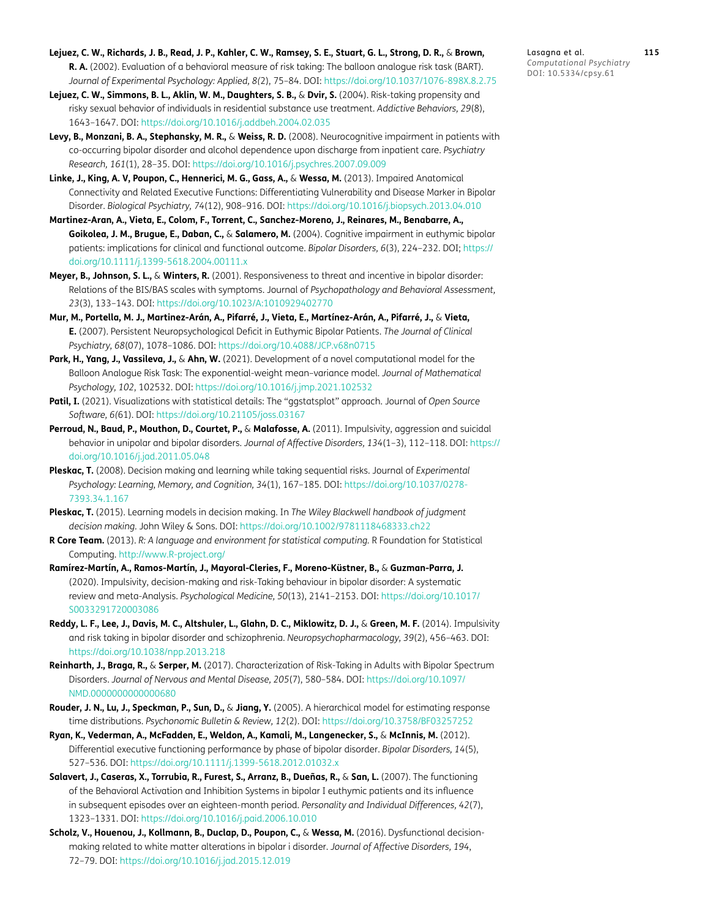**Lejuez, C. W., Richards, J. B., Read, J. P., Kahler, C. W., Ramsey, S. E., Stuart, G. L., Strong, D. R.,** & **Brown, R. A.** (2002). Evaluation of a behavioral measure of risk taking: The balloon analogue risk task (BART). *Journal of Experimental Psychology: Applied, 8(2)*, 75–84. DOI: https://doi.org/10.1037/1076-898X.8.2.75

**Lejuez, C. W., Simmons, B. L., Aklin, W. M., Daughters, S. B.,** & **Dvir, S.** (2004). Risk-taking propensity and risky sexual behavior of individuals in residential substance use treatment. *Addictive Behaviors, 29*(8), 1643–1647. DOI: https://doi.org/10.1016/j.addbeh.2004.02.035

**Levy, B., Monzani, B. A., Stephansky, M. R.,** & **Weiss, R. D.** (2008). Neurocognitive impairment in patients with co-occurring bipolar disorder and alcohol dependence upon discharge from inpatient care. *Psychiatry Research, 161*(1), 28–35. DOI: https://doi.org/10.1016/j.psychres.2007.09.009

**Linke, J., King, A. V, Poupon, C., Hennerici, M. G., Gass, A.,** & **Wessa, M.** (2013). Impaired Anatomical Connectivity and Related Executive Functions: Differentiating Vulnerability and Disease Marker in Bipolar Disorder. *Biological Psychiatry, 74*(12), 908–916. DOI: https://doi.org/10.1016/j.biopsych.2013.04.010

**Martinez-Aran, A., Vieta, E., Colom, F., Torrent, C., Sanchez-Moreno, J., Reinares, M., Benabarre, A., Goikolea, J. M., Brugue, E., Daban, C.,** & **Salamero, M.** (2004). Cognitive impairment in euthymic bipolar patients: implications for clinical and functional outcome. *Bipolar Disorders, 6*(3), 224–232. DOI; https://doi.org/10.1111/j.1399-5618.2004.00111.x

**Meyer, B., Johnson, S. L.,** & **Winters, R.** (2001). Responsiveness to threat and incentive in bipolar disorder: Relations of the BIS/BAS scales with symptoms. Journal of *Psychopathology and Behavioral Assessment, 23*(3), 133–143. DOI: https://doi.org/10.1023/A:1010929402770

**Mur, M., Portella, M. J., Martinez-Arán, A., Pifarré, J., Vieta, E., Martínez-Arán, A., Pifarré, J.,** & **Vieta, E.** (2007). Persistent Neuropsychological Deficit in Euthymic Bipolar Patients. *The Journal of Clinical Psychiatry, 68*(07), 1078–1086. DOI: https://doi.org/10.4088/JCP.v68n0715

**Park, H., Yang, J., Vassileva, J.,** & **Ahn, W.** (2021). Development of a novel computational model for the Balloon Analogue Risk Task: The exponential-weight mean–variance model. *Journal of Mathematical Psychology, 102*, 102532. DOI: https://doi.org/10.1016/j.jmp.2021.102532

**Patil, I.** (2021). Visualizations with statistical details: The "ggstatsplot" approach. Journal of *Open Source Software, 6*(61). DOI: https://doi.org/10.21105/joss.03167

**Perroud, N., Baud, P., Mouthon, D., Courtet, P.,** & **Malafosse, A.** (2011). Impulsivity, aggression and suicidal behavior in unipolar and bipolar disorders. *Journal of Affective Disorders, 134*(1–3), 112–118. DOI: https://doi.org/10.1016/j.jad.2011.05.048

**Pleskac, T.** (2008). Decision making and learning while taking sequential risks. Journal of *Experimental Psychology: Learning, Memory, and Cognition, 34*(1), 167–185. DOI: https://doi.org/10.1037/0278-7393.34.1.167

**Pleskac, T.** (2015). Learning models in decision making. In *The Wiley Blackwell handbook of judgment decision making*. John Wiley & Sons. DOI: https://doi.org/10.1002/9781118468333.ch22

**R Core Team.** (2013). *R: A language and environment for statistical computing.* R Foundation for Statistical Computing. http://www.R-project.org/

**Ramírez-Martín, A., Ramos-Martín, J., Mayoral-Cleries, F., Moreno-Küstner, B.,** & **Guzman-Parra, J.** (2020). Impulsivity, decision-making and risk-Taking behaviour in bipolar disorder: A systematic review and meta-Analysis. *Psychological Medicine, 50*(13), 2141–2153. DOI: https://doi.org/10.1017/S0033291720003086

**Reddy, L. F., Lee, J., Davis, M. C., Altshuler, L., Glahn, D. C., Miklowitz, D. J.,** & **Green, M. F.** (2014). Impulsivity and risk taking in bipolar disorder and schizophrenia. *Neuropsychopharmacology, 39*(2), 456–463. DOI: https://doi.org/10.1038/npp.2013.218

**Reinharth, J., Braga, R.,** & **Serper, M.** (2017). Characterization of Risk-Taking in Adults with Bipolar Spectrum Disorders. *Journal of Nervous and Mental Disease, 205*(7), 580–584. DOI: https://doi.org/10.1097/NMD.0000000000000680

**Rouder, J. N., Lu, J., Speckman, P., Sun, D.,** & **Jiang, Y.** (2005). A hierarchical model for estimating response time distributions. *Psychonomic Bulletin & Review, 12*(2). DOI: https://doi.org/10.3758/BF03257252

**Ryan, K., Vederman, A., McFadden, E., Weldon, A., Kamali, M., Langenecker, S.,** & **McInnis, M.** (2012). Differential executive functioning performance by phase of bipolar disorder. *Bipolar Disorders, 14*(5), 527–536. DOI: https://doi.org/10.1111/j.1399-5618.2012.01032.x

**Salavert, J., Caseras, X., Torrubia, R., Furest, S., Arranz, B., Dueñas, R.,** & **San, L.** (2007). The functioning of the Behavioral Activation and Inhibition Systems in bipolar I euthymic patients and its influence in subsequent episodes over an eighteen-month period. *Personality and Individual Differences, 42*(7), 1323–1331. DOI: https://doi.org/10.1016/j.paid.2006.10.010

**Scholz, V., Houenou, J., Kollmann, B., Duclap, D., Poupon, C.,** & **Wessa, M.** (2016). Dysfunctional decision-making related to white matter alterations in bipolar i disorder. *Journal of Affective Disorders, 194*, 72–79. DOI: https://doi.org/10.1016/j.jad.2015.12.019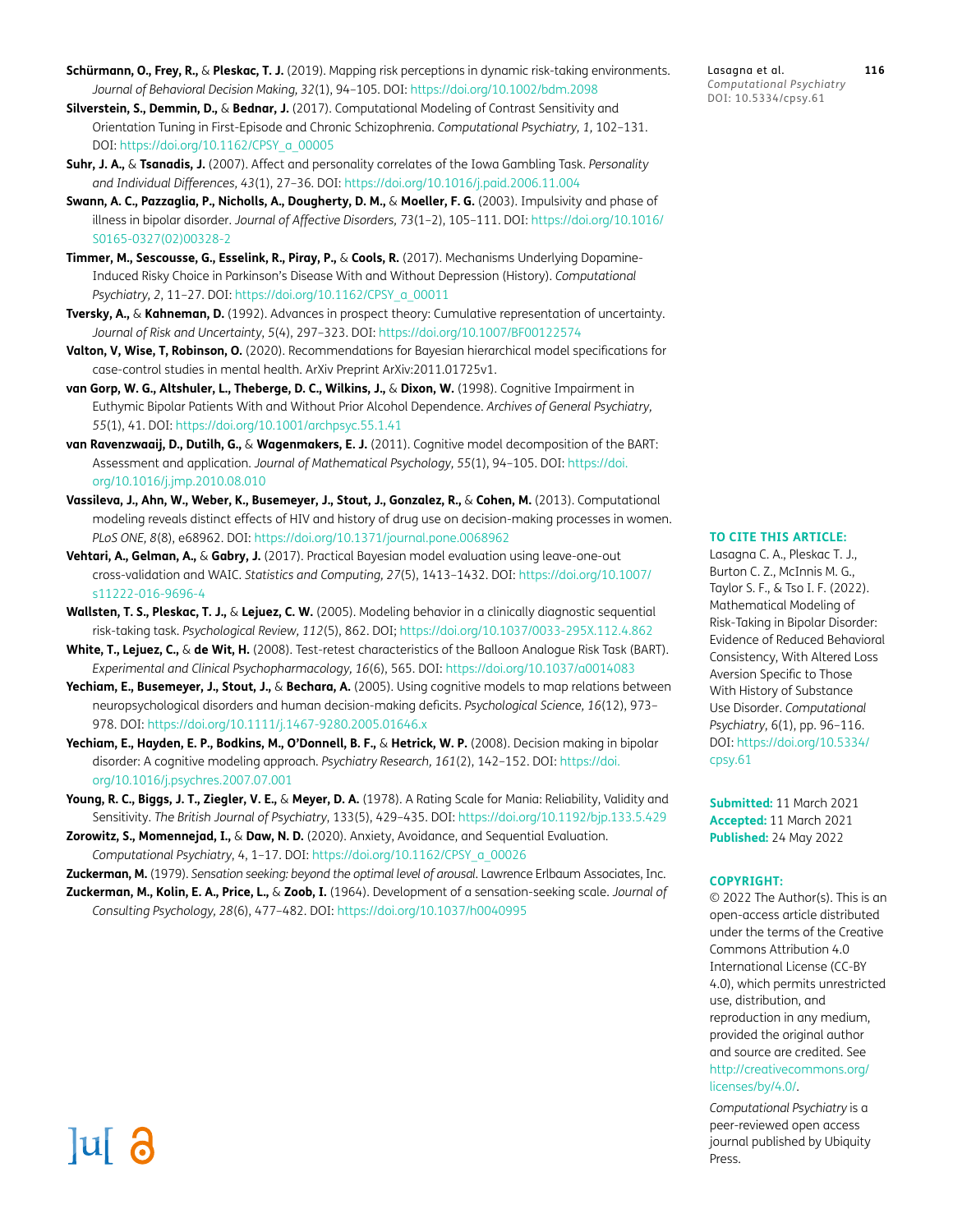**Schürmann, O., Frey, R.,** & **Pleskac, T. J.** (2019). Mapping risk perceptions in dynamic risk-taking environments. *Journal of Behavioral Decision Making, 32*(1), 94–105. DOI: https://doi.org/10.1002/bdm.2098

**Silverstein, S., Demmin, D.,** & **Bednar, J.** (2017). Computational Modeling of Contrast Sensitivity and Orientation Tuning in First-Episode and Chronic Schizophrenia. *Computational Psychiatry, 1,* 102–131. DOI: https://doi.org/10.1162/CPSY_a_00005

**Suhr, J. A.,** & **Tsanadis, J.** (2007). Affect and personality correlates of the Iowa Gambling Task. *Personality and Individual Differences, 43*(1), 27–36. DOI: https://doi.org/10.1016/j.paid.2006.11.004

**Swann, A. C., Pazzaglia, P., Nicholls, A., Dougherty, D. M.,** & **Moeller, F. G.** (2003). Impulsivity and phase of illness in bipolar disorder. *Journal of Affective Disorders, 73*(1–2), 105–111. DOI: https://doi.org/10.1016/S0165-0327(02)00328-2

**Timmer, M., Sescousse, G., Esselink, R., Piray, P.,** & **Cools, R.** (2017). Mechanisms Underlying Dopamine-Induced Risky Choice in Parkinson's Disease With and Without Depression (History). *Computational Psychiatry, 2,* 11–27. DOI: https://doi.org/10.1162/CPSY_a_00011

**Tversky, A.,** & **Kahneman, D.** (1992). Advances in prospect theory: Cumulative representation of uncertainty. *Journal of Risk and Uncertainty, 5*(4), 297–323. DOI: https://doi.org/10.1007/BF00122574

**Valton, V, Wise, T, Robinson, O.** (2020). Recommendations for Bayesian hierarchical model specifications for case-control studies in mental health. ArXiv Preprint ArXiv:2011.01725v1.

**van Gorp, W. G., Altshuler, L., Theberge, D. C., Wilkins, J.,** & **Dixon, W.** (1998). Cognitive Impairment in Euthymic Bipolar Patients With and Without Prior Alcohol Dependence. *Archives of General Psychiatry, 55*(1), 41. DOI: https://doi.org/10.1001/archpsyc.55.1.41

**van Ravenzwaaij, D., Dutilh, G.,** & **Wagenmakers, E. J.** (2011). Cognitive model decomposition of the BART: Assessment and application. *Journal of Mathematical Psychology, 55*(1), 94–105. DOI: https://doi.org/10.1016/j.jmp.2010.08.010

**Vassileva, J., Ahn, W., Weber, K., Busemeyer, J., Stout, J., Gonzalez, R.,** & **Cohen, M.** (2013). Computational modeling reveals distinct effects of HIV and history of drug use on decision-making processes in women. *PLoS ONE, 8*(8), e68962. DOI: https://doi.org/10.1371/journal.pone.0068962

**Vehtari, A., Gelman, A.,** & **Gabry, J.** (2017). Practical Bayesian model evaluation using leave-one-out cross-validation and WAIC. *Statistics and Computing, 27*(5), 1413–1432. DOI: https://doi.org/10.1007/s11222-016-9696-4

**Wallsten, T. S., Pleskac, T. J.,** & **Lejuez, C. W.** (2005). Modeling behavior in a clinically diagnostic sequential risk-taking task. *Psychological Review, 112*(5), 862. DOI; https://doi.org/10.1037/0033-295X.112.4.862

**White, T., Lejuez, C.,** & **de Wit, H.** (2008). Test-retest characteristics of the Balloon Analogue Risk Task (BART). *Experimental and Clinical Psychopharmacology, 16*(6), 565. DOI: https://doi.org/10.1037/a0014083

**Yechiam, E., Busemeyer, J., Stout, J.,** & **Bechara, A.** (2005). Using cognitive models to map relations between neuropsychological disorders and human decision-making deficits. *Psychological Science, 16*(12), 973–978. DOI: https://doi.org/10.1111/j.1467-9280.2005.01646.x

**Yechiam, E., Hayden, E. P., Bodkins, M., O'Donnell, B. F.,** & **Hetrick, W. P.** (2008). Decision making in bipolar disorder: A cognitive modeling approach. *Psychiatry Research, 161*(2), 142–152. DOI: https://doi.org/10.1016/j.psychres.2007.07.001

**Young, R. C., Biggs, J. T., Ziegler, V. E.,** & **Meyer, D. A.** (1978). A Rating Scale for Mania: Reliability, Validity and Sensitivity. *The British Journal of Psychiatry*, 133(5), 429–435. DOI: https://doi.org/10.1192/bjp.133.5.429

**Zorowitz, S., Momennejad, I.,** & **Daw, N. D.** (2020). Anxiety, Avoidance, and Sequential Evaluation. *Computational Psychiatry*, 4, 1–17. DOI: https://doi.org/10.1162/CPSY_a_00026

**Zuckerman, M.** (1979). *Sensation seeking: beyond the optimal level of arousal.* Lawrence Erlbaum Associates, Inc.

**Zuckerman, M., Kolin, E. A., Price, L.,** & **Zoob, I.** (1964). Development of a sensation-seeking scale. *Journal of Consulting Psychology, 28*(6), 477–482. DOI: https://doi.org/10.1037/h0040995

**TO CITE THIS ARTICLE:**

Lasagna C. A., Pleskac T. J., Burton C. Z., McInnis M. G., Taylor S. F., & Tso I. F. (2022). Mathematical Modeling of Risk-Taking in Bipolar Disorder: Evidence of Reduced Behavioral Consistency, With Altered Loss Aversion Specific to Those With History of Substance Use Disorder. *Computational Psychiatry*, 6(1), pp. 96–116. DOI: https://doi.org/10.5334/cpsy.61

**Submitted:** 11 March 2021
**Accepted:** 11 March 2021
**Published:** 24 May 2022

**COPYRIGHT:**

© 2022 The Author(s). This is an open-access article distributed under the terms of the Creative Commons Attribution 4.0 International License (CC-BY 4.0), which permits unrestricted use, distribution, and reproduction in any medium, provided the original author and source are credited. See http://creativecommons.org/licenses/by/4.0/.

*Computational Psychiatry* is a peer-reviewed open access journal published by Ubiquity Press.